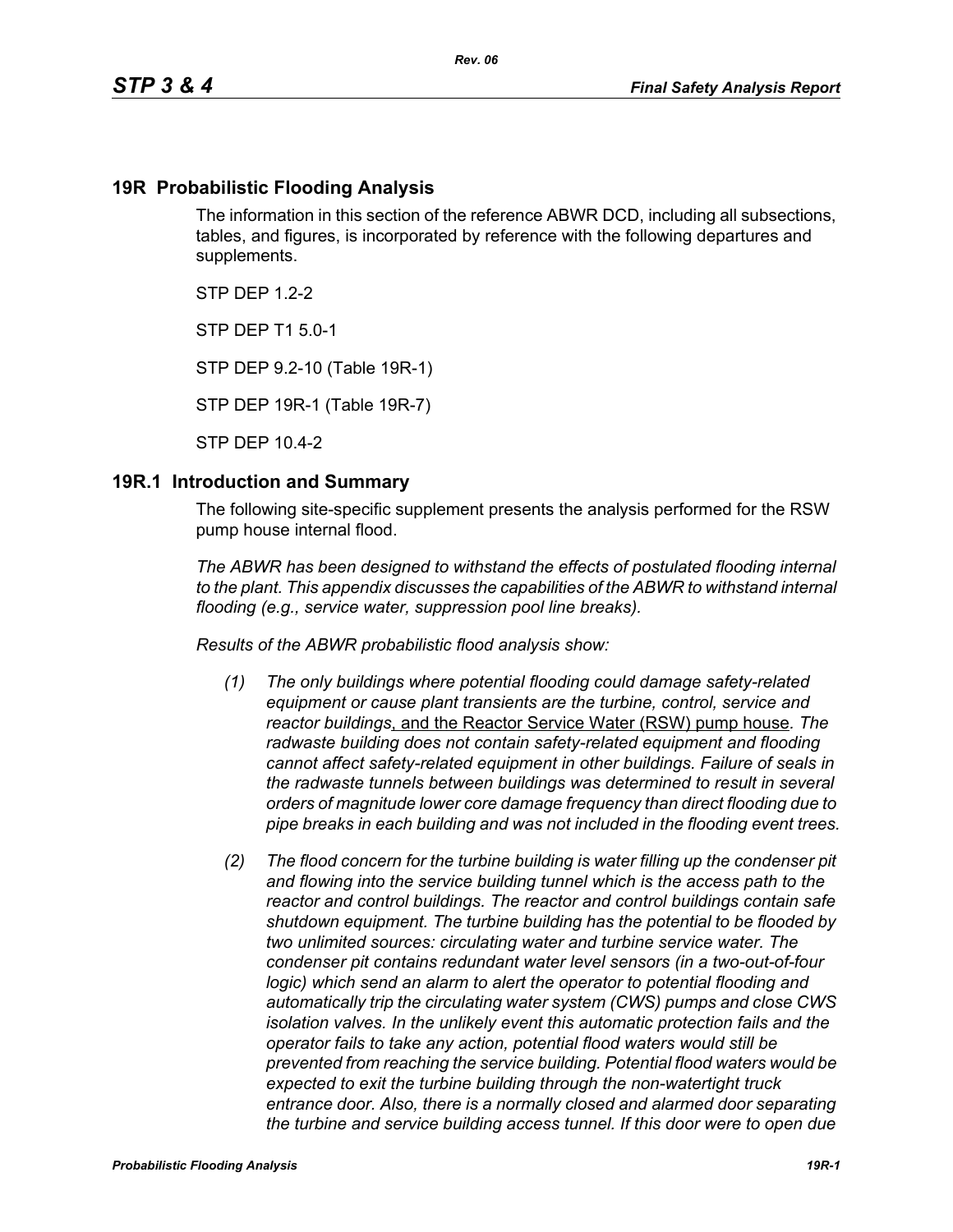## 19R Probabilistic Flooding Analysis

The information in this section of the reference ABWR DCD, including all subsections, tables, and figures, is incorporated by reference with the following departures and supplements.

STP DEP 1.2-2

STP DEP T1 5.0-1

STP DEP 9.2-10 (Table 19R-1)

STP DEP 19R-1 (Table 19R-7)

STP DEP 10.4-2

## 19R.1 Introduction and Summary

The following site-specific supplement presents the analysis performed for the RSW pump house internal flood.

*The ABWR has been designed to withstand the effects of postulated flooding internal to the plant. This appendix discusses the capabilities of the ABWR to withstand internal flooding (e.g., service water, suppression pool line breaks).*

*Results of the ABWR probabilistic flood analysis show:*

*(1) The only buildings where potential flooding could damage safety-related equipment or cause plant transients are the turbine, control, service and reactor buildings*, and the Reactor Service Water (RSW) pump house. *The radwaste building does not contain safety-related equipment and flooding cannot affect safety-related equipment in other buildings. Failure of seals in the radwaste tunnels between buildings was determined to result in several orders of magnitude lower core damage frequency than direct flooding due to pipe breaks in each building and was not included in the flooding event trees.*

*(2) The flood concern for the turbine building is water filling up the condenser pit and flowing into the service building tunnel which is the access path to the reactor and control buildings. The reactor and control buildings contain safe shutdown equipment. The turbine building has the potential to be flooded by two unlimited sources: circulating water and turbine service water. The condenser pit contains redundant water level sensors (in a two-out-of-four logic) which send an alarm to alert the operator to potential flooding and automatically trip the circulating water system (CWS) pumps and close CWS isolation valves. In the unlikely event this automatic protection fails and the operator fails to take any action, potential flood waters would still be prevented from reaching the service building. Potential flood waters would be expected to exit the turbine building through the non-watertight truck entrance door. Also, there is a normally closed and alarmed door separating the turbine and service building access tunnel. If this door were to open due*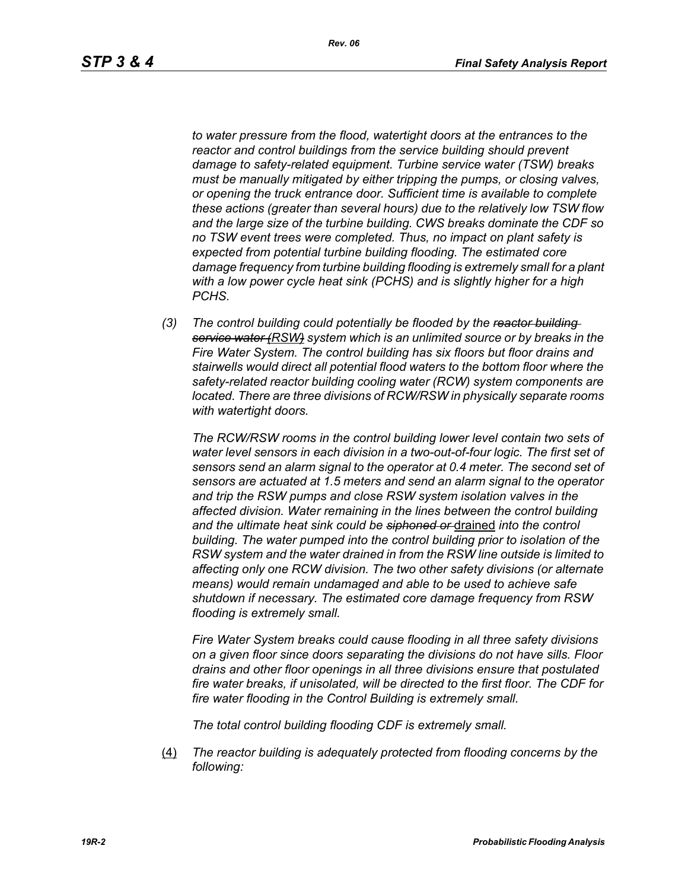*to water pressure from the flood, watertight doors at the entrances to the reactor and control buildings from the service building should prevent damage to safety-related equipment. Turbine service water (TSW) breaks must be manually mitigated by either tripping the pumps, or closing valves, or opening the truck entrance door. Sufficient time is available to complete these actions (greater than several hours) due to the relatively low TSW flow and the large size of the turbine building. CWS breaks dominate the CDF so no TSW event trees were completed. Thus, no impact on plant safety is expected from potential turbine building flooding. The estimated core damage frequency from turbine building flooding is extremely small for a plant with a low power cycle heat sink (PCHS) and is slightly higher for a high PCHS.*

*(3) The control building could potentially be flooded by the ~~reactor building service water (~~RSW~~)~~ system which is an unlimited source or by breaks in the Fire Water System. The control building has six floors but floor drains and stairwells would direct all potential flood waters to the bottom floor where the safety-related reactor building cooling water (RCW) system components are located. There are three divisions of RCW/RSW in physically separate rooms with watertight doors.*

*The RCW/RSW rooms in the control building lower level contain two sets of water level sensors in each division in a two-out-of-four logic. The first set of sensors send an alarm signal to the operator at 0.4 meter. The second set of sensors are actuated at 1.5 meters and send an alarm signal to the operator and trip the RSW pumps and close RSW system isolation valves in the affected division. Water remaining in the lines between the control building and the ultimate heat sink could be ~~siphoned or~~* drained *into the control building. The water pumped into the control building prior to isolation of the RSW system and the water drained in from the RSW line outside is limited to affecting only one RCW division. The two other safety divisions (or alternate means) would remain undamaged and able to be used to achieve safe shutdown if necessary. The estimated core damage frequency from RSW flooding is extremely small.*

*Fire Water System breaks could cause flooding in all three safety divisions on a given floor since doors separating the divisions do not have sills. Floor drains and other floor openings in all three divisions ensure that postulated fire water breaks, if unisolated, will be directed to the first floor. The CDF for fire water flooding in the Control Building is extremely small.*

*The total control building flooding CDF is extremely small.*

(4) *The reactor building is adequately protected from flooding concerns by the following:*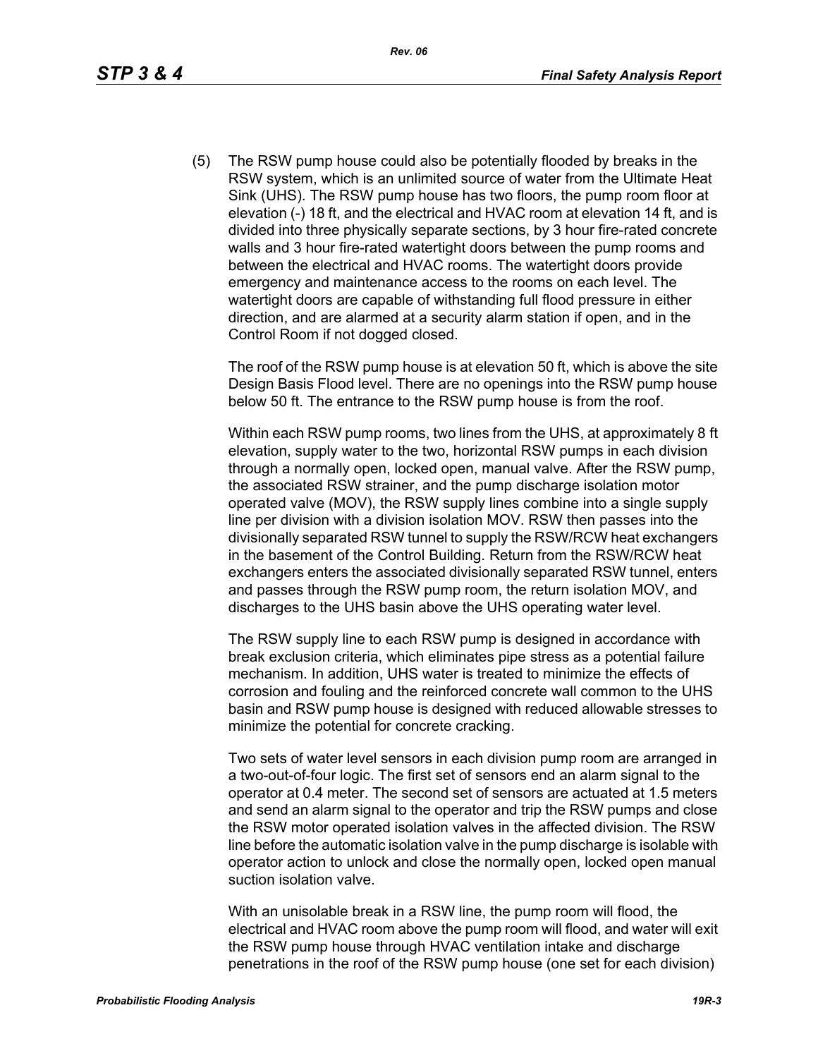(5) The RSW pump house could also be potentially flooded by breaks in the RSW system, which is an unlimited source of water from the Ultimate Heat Sink (UHS). The RSW pump house has two floors, the pump room floor at elevation (-) 18 ft, and the electrical and HVAC room at elevation 14 ft, and is divided into three physically separate sections, by 3 hour fire-rated concrete walls and 3 hour fire-rated watertight doors between the pump rooms and between the electrical and HVAC rooms. The watertight doors provide emergency and maintenance access to the rooms on each level. The watertight doors are capable of withstanding full flood pressure in either direction, and are alarmed at a security alarm station if open, and in the Control Room if not dogged closed.

The roof of the RSW pump house is at elevation 50 ft, which is above the site Design Basis Flood level. There are no openings into the RSW pump house below 50 ft. The entrance to the RSW pump house is from the roof.

Within each RSW pump rooms, two lines from the UHS, at approximately 8 ft elevation, supply water to the two, horizontal RSW pumps in each division through a normally open, locked open, manual valve. After the RSW pump, the associated RSW strainer, and the pump discharge isolation motor operated valve (MOV), the RSW supply lines combine into a single supply line per division with a division isolation MOV. RSW then passes into the divisionally separated RSW tunnel to supply the RSW/RCW heat exchangers in the basement of the Control Building. Return from the RSW/RCW heat exchangers enters the associated divisionally separated RSW tunnel, enters and passes through the RSW pump room, the return isolation MOV, and discharges to the UHS basin above the UHS operating water level.

The RSW supply line to each RSW pump is designed in accordance with break exclusion criteria, which eliminates pipe stress as a potential failure mechanism. In addition, UHS water is treated to minimize the effects of corrosion and fouling and the reinforced concrete wall common to the UHS basin and RSW pump house is designed with reduced allowable stresses to minimize the potential for concrete cracking.

Two sets of water level sensors in each division pump room are arranged in a two-out-of-four logic. The first set of sensors end an alarm signal to the operator at 0.4 meter. The second set of sensors are actuated at 1.5 meters and send an alarm signal to the operator and trip the RSW pumps and close the RSW motor operated isolation valves in the affected division. The RSW line before the automatic isolation valve in the pump discharge is isolable with operator action to unlock and close the normally open, locked open manual suction isolation valve.

With an unisolable break in a RSW line, the pump room will flood, the electrical and HVAC room above the pump room will flood, and water will exit the RSW pump house through HVAC ventilation intake and discharge penetrations in the roof of the RSW pump house (one set for each division)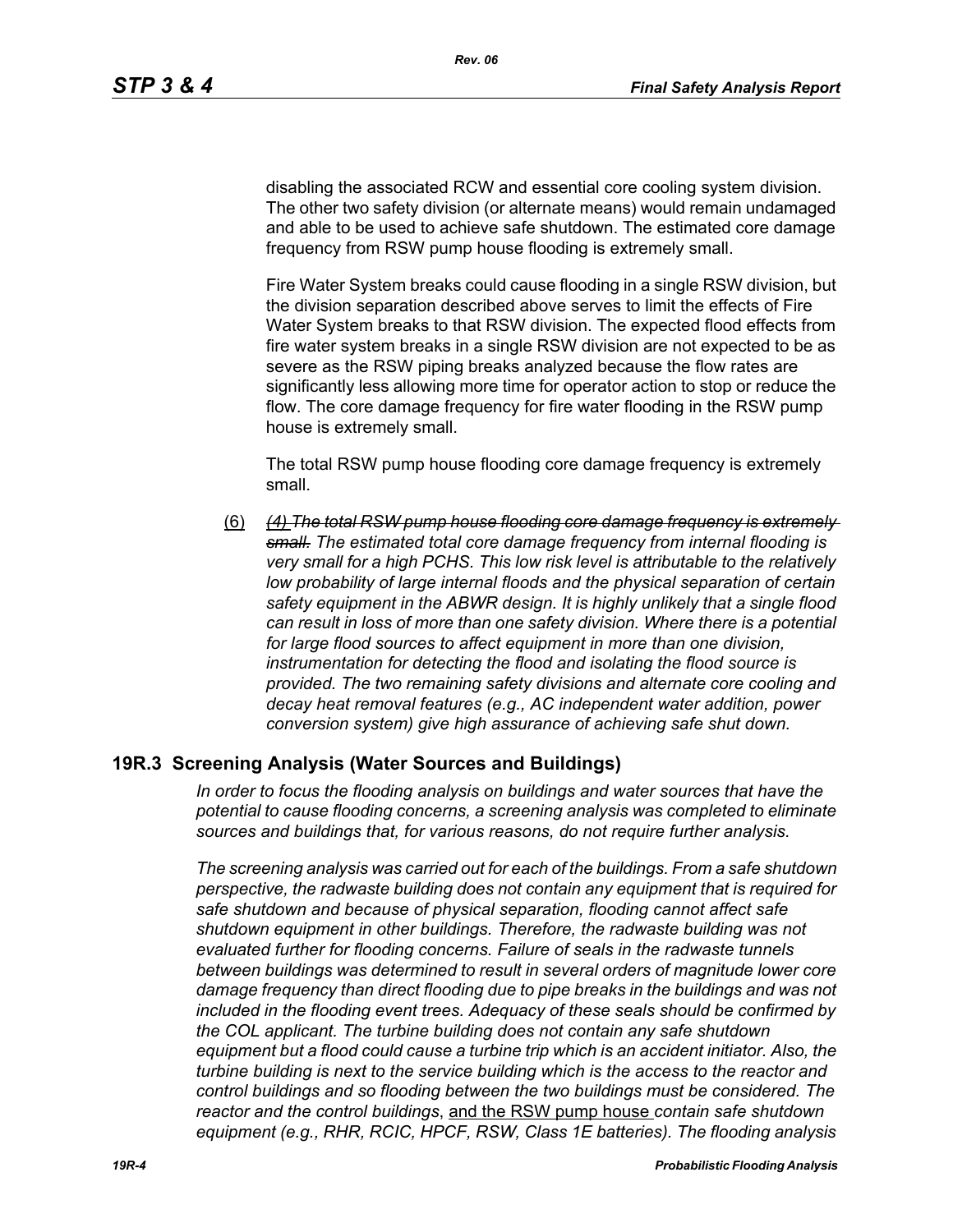disabling the associated RCW and essential core cooling system division. The other two safety division (or alternate means) would remain undamaged and able to be used to achieve safe shutdown. The estimated core damage frequency from RSW pump house flooding is extremely small.

Fire Water System breaks could cause flooding in a single RSW division, but the division separation described above serves to limit the effects of Fire Water System breaks to that RSW division. The expected flood effects from fire water system breaks in a single RSW division are not expected to be as severe as the RSW piping breaks analyzed because the flow rates are significantly less allowing more time for operator action to stop or reduce the flow. The core damage frequency for fire water flooding in the RSW pump house is extremely small.

The total RSW pump house flooding core damage frequency is extremely small.

(6) ~~*(4) The total RSW pump house flooding core damage frequency is extremely small.*~~ *The estimated total core damage frequency from internal flooding is very small for a high PCHS. This low risk level is attributable to the relatively low probability of large internal floods and the physical separation of certain safety equipment in the ABWR design. It is highly unlikely that a single flood can result in loss of more than one safety division. Where there is a potential for large flood sources to affect equipment in more than one division, instrumentation for detecting the flood and isolating the flood source is provided. The two remaining safety divisions and alternate core cooling and decay heat removal features (e.g., AC independent water addition, power conversion system) give high assurance of achieving safe shut down.*

## 19R.3 Screening Analysis (Water Sources and Buildings)

*In order to focus the flooding analysis on buildings and water sources that have the potential to cause flooding concerns, a screening analysis was completed to eliminate sources and buildings that, for various reasons, do not require further analysis.*

*The screening analysis was carried out for each of the buildings. From a safe shutdown perspective, the radwaste building does not contain any equipment that is required for safe shutdown and because of physical separation, flooding cannot affect safe shutdown equipment in other buildings. Therefore, the radwaste building was not evaluated further for flooding concerns. Failure of seals in the radwaste tunnels between buildings was determined to result in several orders of magnitude lower core damage frequency than direct flooding due to pipe breaks in the buildings and was not included in the flooding event trees. Adequacy of these seals should be confirmed by the COL applicant. The turbine building does not contain any safe shutdown equipment but a flood could cause a turbine trip which is an accident initiator. Also, the turbine building is next to the service building which is the access to the reactor and control buildings and so flooding between the two buildings must be considered. The reactor and the control buildings*, <u>and the RSW pump house</u> *contain safe shutdown equipment (e.g., RHR, RCIC, HPCF, RSW, Class 1E batteries). The flooding analysis*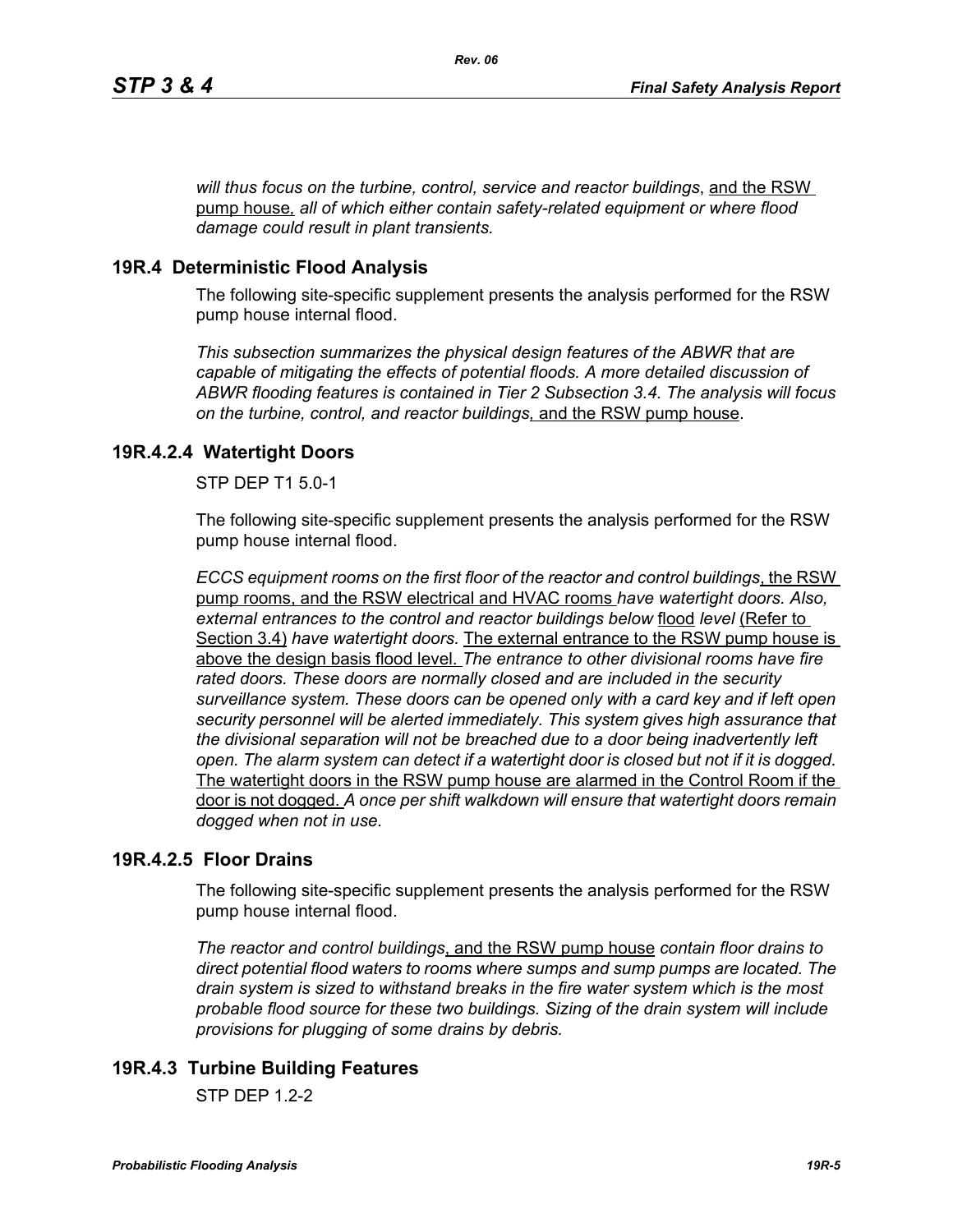*will thus focus on the turbine, control, service and reactor buildings*, and the RSW pump house, *all of which either contain safety-related equipment or where flood damage could result in plant transients.*

## 19R.4 Deterministic Flood Analysis

The following site-specific supplement presents the analysis performed for the RSW pump house internal flood.

*This subsection summarizes the physical design features of the ABWR that are capable of mitigating the effects of potential floods. A more detailed discussion of ABWR flooding features is contained in Tier 2 Subsection 3.4. The analysis will focus on the turbine, control, and reactor buildings*, and the RSW pump house.

## 19R.4.2.4 Watertight Doors

STP DEP T1 5.0-1

The following site-specific supplement presents the analysis performed for the RSW pump house internal flood.

*ECCS equipment rooms on the first floor of the reactor and control buildings*, the RSW pump rooms, and the RSW electrical and HVAC rooms *have watertight doors. Also, external entrances to the control and reactor buildings below* flood *level* (Refer to Section 3.4) *have watertight doors.* The external entrance to the RSW pump house is above the design basis flood level. *The entrance to other divisional rooms have fire rated doors. These doors are normally closed and are included in the security surveillance system. These doors can be opened only with a card key and if left open security personnel will be alerted immediately. This system gives high assurance that the divisional separation will not be breached due to a door being inadvertently left open. The alarm system can detect if a watertight door is closed but not if it is dogged.* The watertight doors in the RSW pump house are alarmed in the Control Room if the door is not dogged. *A once per shift walkdown will ensure that watertight doors remain dogged when not in use.*

## 19R.4.2.5 Floor Drains

The following site-specific supplement presents the analysis performed for the RSW pump house internal flood.

*The reactor and control buildings*, and the RSW pump house *contain floor drains to direct potential flood waters to rooms where sumps and sump pumps are located. The drain system is sized to withstand breaks in the fire water system which is the most probable flood source for these two buildings. Sizing of the drain system will include provisions for plugging of some drains by debris.*

## 19R.4.3 Turbine Building Features

STP DEP 1.2-2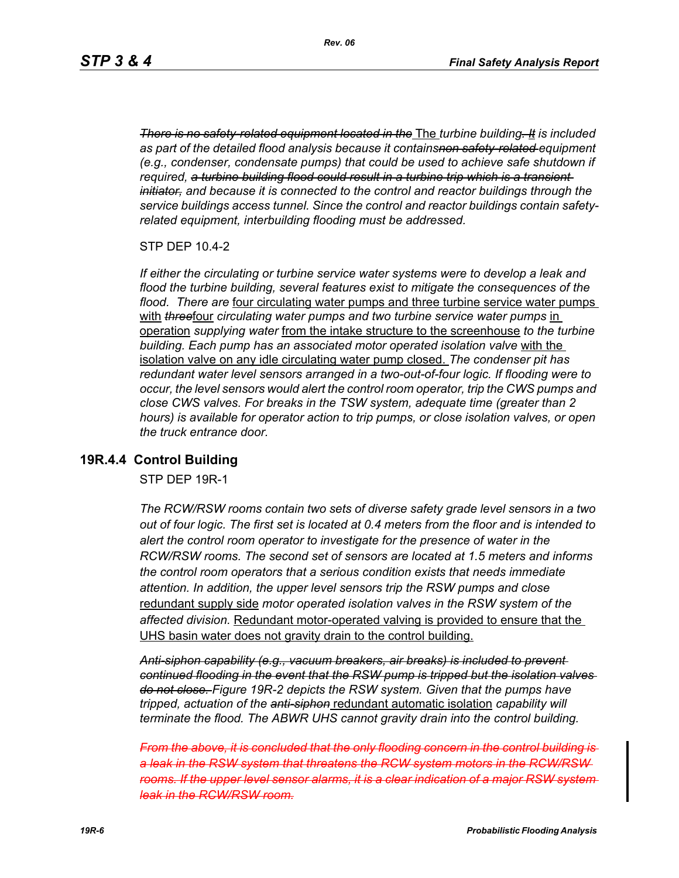*~~There is no safety-related equipment located in the~~* The *turbine building~~. It~~ is included as part of the detailed flood analysis because it contains~~non safety-related~~ equipment (e.g., condenser, condensate pumps) that could be used to achieve safe shutdown if required, ~~a turbine building flood could result in a turbine trip which is a transient initiator,~~ and because it is connected to the control and reactor buildings through the service buildings access tunnel. Since the control and reactor buildings contain safety-related equipment, interbuilding flooding must be addressed.*

STP DEP 10.4-2

*If either the circulating or turbine service water systems were to develop a leak and flood the turbine building, several features exist to mitigate the consequences of the flood. There are* <u>four circulating water pumps and three turbine service water pumps with</u> *~~three~~*<u>four</u> *circulating water pumps and two turbine service water pumps* <u>in operation</u> *supplying water* <u>from the intake structure to the screenhouse</u> *to the turbine building. Each pump has an associated motor operated isolation valve* <u>with the isolation valve on any idle circulating water pump closed.</u> *The condenser pit has redundant water level sensors arranged in a two-out-of-four logic. If flooding were to occur, the level sensors would alert the control room operator, trip the CWS pumps and close CWS valves. For breaks in the TSW system, adequate time (greater than 2 hours) is available for operator action to trip pumps, or close isolation valves, or open the truck entrance door.*

## 19R.4.4 Control Building

STP DEP 19R-1

*The RCW/RSW rooms contain two sets of diverse safety grade level sensors in a two out of four logic. The first set is located at 0.4 meters from the floor and is intended to alert the control room operator to investigate for the presence of water in the RCW/RSW rooms. The second set of sensors are located at 1.5 meters and informs the control room operators that a serious condition exists that needs immediate attention. In addition, the upper level sensors trip the RSW pumps and close* <u>redundant supply side</u> *motor operated isolation valves in the RSW system of the affected division.* <u>Redundant motor-operated valving is provided to ensure that the UHS basin water does not gravity drain to the control building.</u>

*~~Anti-siphon capability (e.g., vacuum breakers, air breaks) is included to prevent continued flooding in the event that the RSW pump is tripped but the isolation valves do not close.~~ Figure 19R-2 depicts the RSW system. Given that the pumps have tripped, actuation of the ~~anti-siphon~~* <u>redundant automatic isolation</u> *capability will terminate the flood. The ABWR UHS cannot gravity drain into the control building.*

*~~From the above, it is concluded that the only flooding concern in the control building is a leak in the RSW system that threatens the RCW system motors in the RCW/RSW rooms. If the upper level sensor alarms, it is a clear indication of a major RSW system leak in the RCW/RSW room.~~*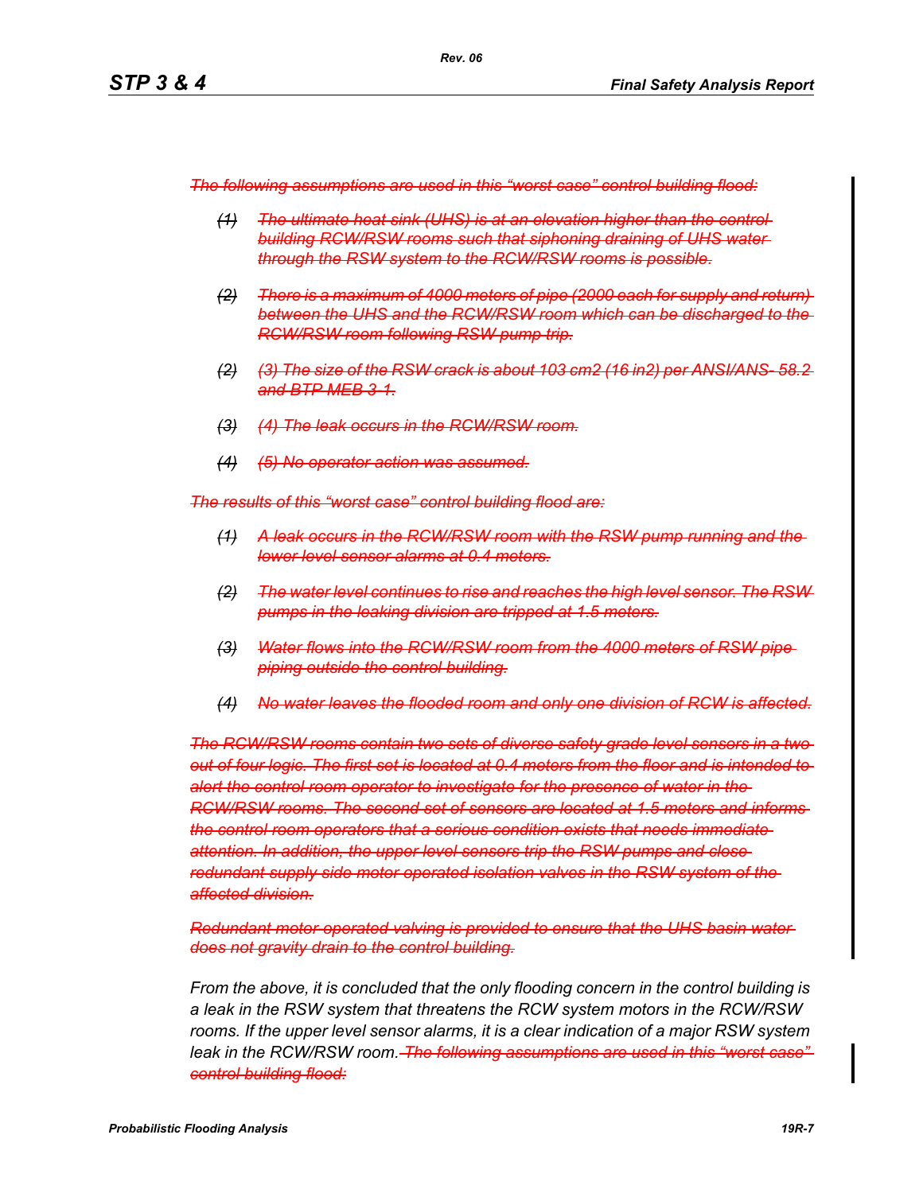~~*The following assumptions are used in this "worst case" control building flood:*~~

~~*(1)*~~ ~~*The ultimate heat sink (UHS) is at an elevation higher than the control building RCW/RSW rooms such that siphoning draining of UHS water through the RSW system to the RCW/RSW rooms is possible.*~~

~~*(2)*~~ ~~*There is a maximum of 4000 meters of pipe (2000 each for supply and return) between the UHS and the RCW/RSW room which can be discharged to the RCW/RSW room following RSW pump trip.*~~

~~*(2)*~~ ~~*(3) The size of the RSW crack is about 103 cm2 (16 in2) per ANSI/ANS- 58.2 and BTP MEB 3-1.*~~

~~*(3)*~~ ~~*(4) The leak occurs in the RCW/RSW room.*~~

~~*(4)*~~ ~~*(5) No operator action was assumed.*~~

~~*The results of this "worst case" control building flood are:*~~

~~*(1)*~~ ~~*A leak occurs in the RCW/RSW room with the RSW pump running and the lower level sensor alarms at 0.4 meters.*~~

~~*(2)*~~ ~~*The water level continues to rise and reaches the high level sensor. The RSW pumps in the leaking division are tripped at 1.5 meters.*~~

~~*(3)*~~ ~~*Water flows into the RCW/RSW room from the 4000 meters of RSW pipe piping outside the control building.*~~

~~*(4)*~~ ~~*No water leaves the flooded room and only one division of RCW is affected.*~~

~~*The RCW/RSW rooms contain two sets of diverse safety grade level sensors in a two out of four logic. The first set is located at 0.4 meters from the floor and is intended to alert the control room operator to investigate for the presence of water in the RCW/RSW rooms. The second set of sensors are located at 1.5 meters and informs the control room operators that a serious condition exists that needs immediate attention. In addition, the upper level sensors trip the RSW pumps and close redundant supply side motor operated isolation valves in the RSW system of the affected division.*~~

~~*Redundant motor operated valving is provided to ensure that the UHS basin water does not gravity drain to the control building.*~~

*From the above, it is concluded that the only flooding concern in the control building is a leak in the RSW system that threatens the RCW system motors in the RCW/RSW rooms. If the upper level sensor alarms, it is a clear indication of a major RSW system leak in the RCW/RSW room.* ~~*The following assumptions are used in this "worst case" control building flood:*~~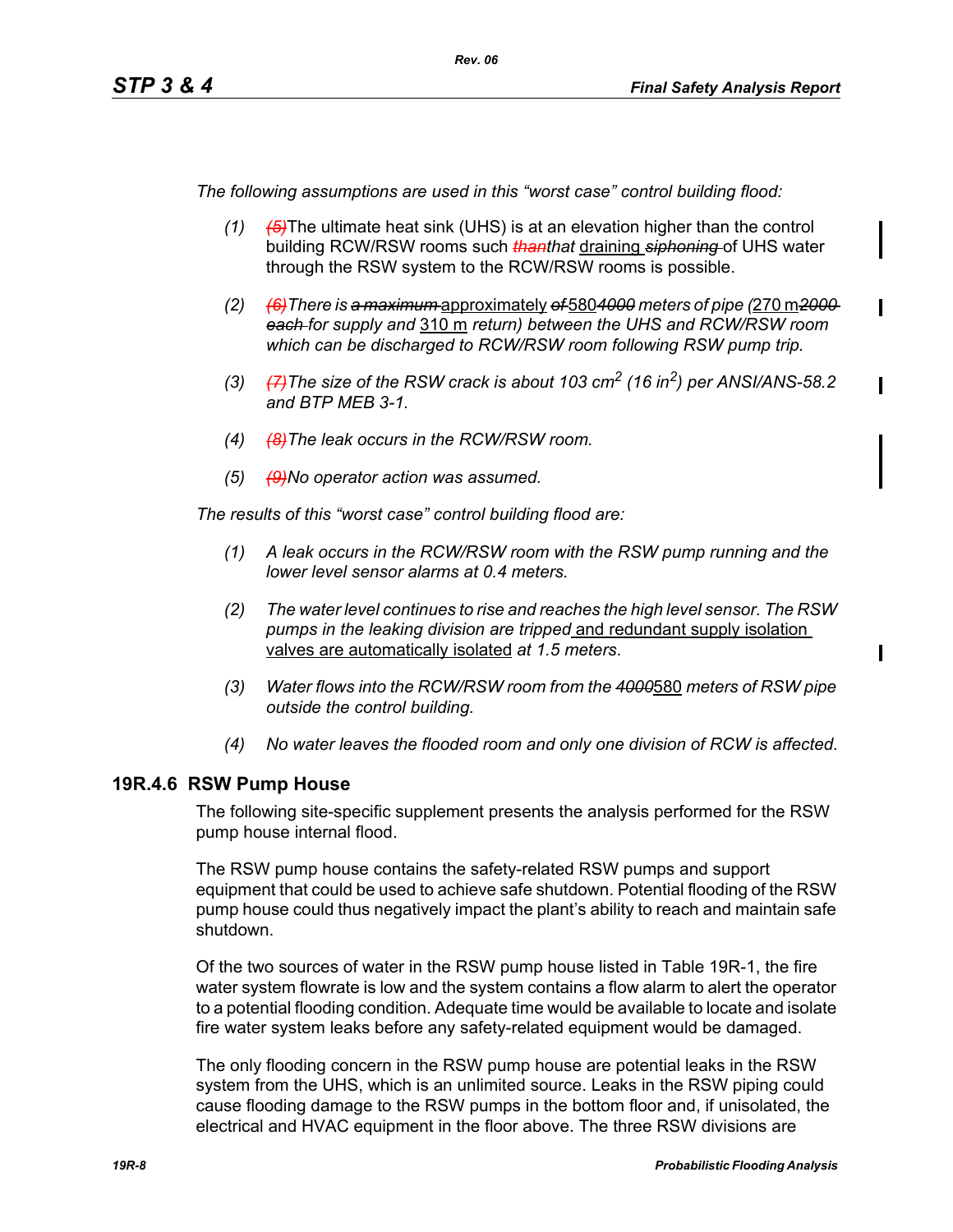*The following assumptions are used in this "worst case" control building flood:*

*(1)* ~~*(5)*~~The ultimate heat sink (UHS) is at an elevation higher than the control building RCW/RSW rooms such ~~*than*~~*that* draining ~~*siphoning*~~ of UHS water through the RSW system to the RCW/RSW rooms is possible.

*(2)* ~~*(6)*~~*There is* ~~*a maximum*~~ approximately ~~*of*~~ 580 ~~*4000*~~ *meters of pipe (*270 m ~~*2000 each*~~ *for supply and* 310 m *return) between the UHS and RCW/RSW room which can be discharged to RCW/RSW room following RSW pump trip.*

*(3)* ~~*(7)*~~*The size of the RSW crack is about 103 cm*$^2$ *(16 in*$^2$*) per ANSI/ANS-58.2 and BTP MEB 3-1.*

*(4)* ~~*(8)*~~*The leak occurs in the RCW/RSW room.*

*(5)* ~~*(9)*~~*No operator action was assumed.*

*The results of this "worst case" control building flood are:*

*(1) A leak occurs in the RCW/RSW room with the RSW pump running and the lower level sensor alarms at 0.4 meters.*

*(2) The water level continues to rise and reaches the high level sensor. The RSW pumps in the leaking division are tripped* and redundant supply isolation valves are automatically isolated *at 1.5 meters.*

*(3) Water flows into the RCW/RSW room from the* ~~*4000*~~580 *meters of RSW pipe outside the control building.*

*(4) No water leaves the flooded room and only one division of RCW is affected.*

### 19R.4.6 RSW Pump House

The following site-specific supplement presents the analysis performed for the RSW pump house internal flood.

The RSW pump house contains the safety-related RSW pumps and support equipment that could be used to achieve safe shutdown. Potential flooding of the RSW pump house could thus negatively impact the plant's ability to reach and maintain safe shutdown.

Of the two sources of water in the RSW pump house listed in Table 19R-1, the fire water system flowrate is low and the system contains a flow alarm to alert the operator to a potential flooding condition. Adequate time would be available to locate and isolate fire water system leaks before any safety-related equipment would be damaged.

The only flooding concern in the RSW pump house are potential leaks in the RSW system from the UHS, which is an unlimited source. Leaks in the RSW piping could cause flooding damage to the RSW pumps in the bottom floor and, if unisolated, the electrical and HVAC equipment in the floor above. The three RSW divisions are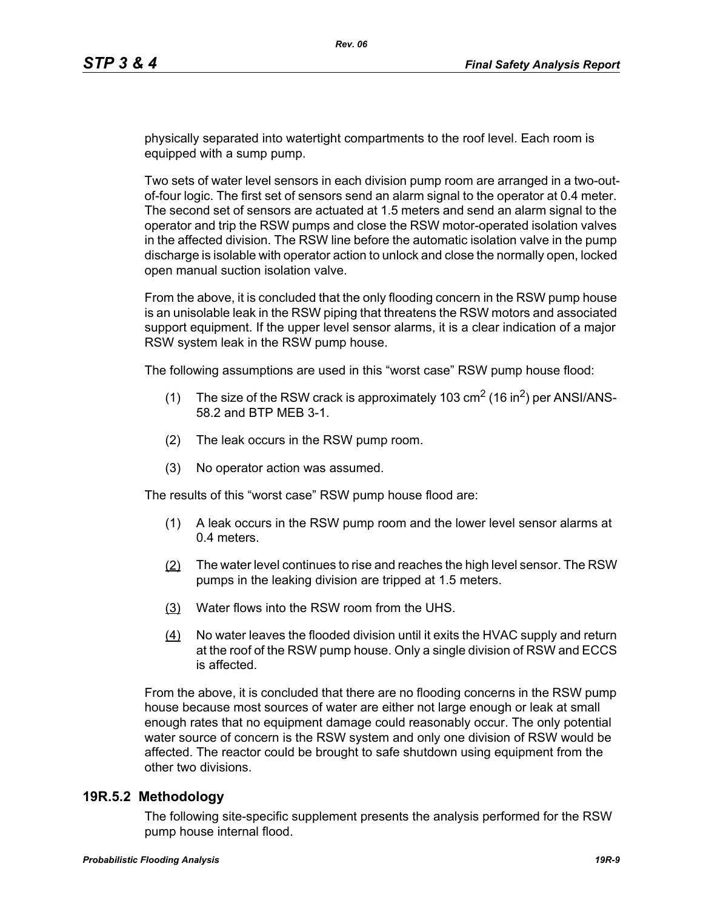physically separated into watertight compartments to the roof level. Each room is equipped with a sump pump.

Two sets of water level sensors in each division pump room are arranged in a two-out-of-four logic. The first set of sensors send an alarm signal to the operator at 0.4 meter. The second set of sensors are actuated at 1.5 meters and send an alarm signal to the operator and trip the RSW pumps and close the RSW motor-operated isolation valves in the affected division. The RSW line before the automatic isolation valve in the pump discharge is isolable with operator action to unlock and close the normally open, locked open manual suction isolation valve.

From the above, it is concluded that the only flooding concern in the RSW pump house is an unisolable leak in the RSW piping that threatens the RSW motors and associated support equipment. If the upper level sensor alarms, it is a clear indication of a major RSW system leak in the RSW pump house.

The following assumptions are used in this “worst case” RSW pump house flood:

(1) The size of the RSW crack is approximately 103 $cm^2$ (16 $in^2$) per ANSI/ANS-58.2 and BTP MEB 3-1.

(2) The leak occurs in the RSW pump room.

(3) No operator action was assumed.

The results of this “worst case” RSW pump house flood are:

(1) A leak occurs in the RSW pump room and the lower level sensor alarms at 0.4 meters.

(2) The water level continues to rise and reaches the high level sensor. The RSW pumps in the leaking division are tripped at 1.5 meters.

(3) Water flows into the RSW room from the UHS.

(4) No water leaves the flooded division until it exits the HVAC supply and return at the roof of the RSW pump house. Only a single division of RSW and ECCS is affected.

From the above, it is concluded that there are no flooding concerns in the RSW pump house because most sources of water are either not large enough or leak at small enough rates that no equipment damage could reasonably occur. The only potential water source of concern is the RSW system and only one division of RSW would be affected. The reactor could be brought to safe shutdown using equipment from the other two divisions.

## 19R.5.2 Methodology

The following site-specific supplement presents the analysis performed for the RSW pump house internal flood.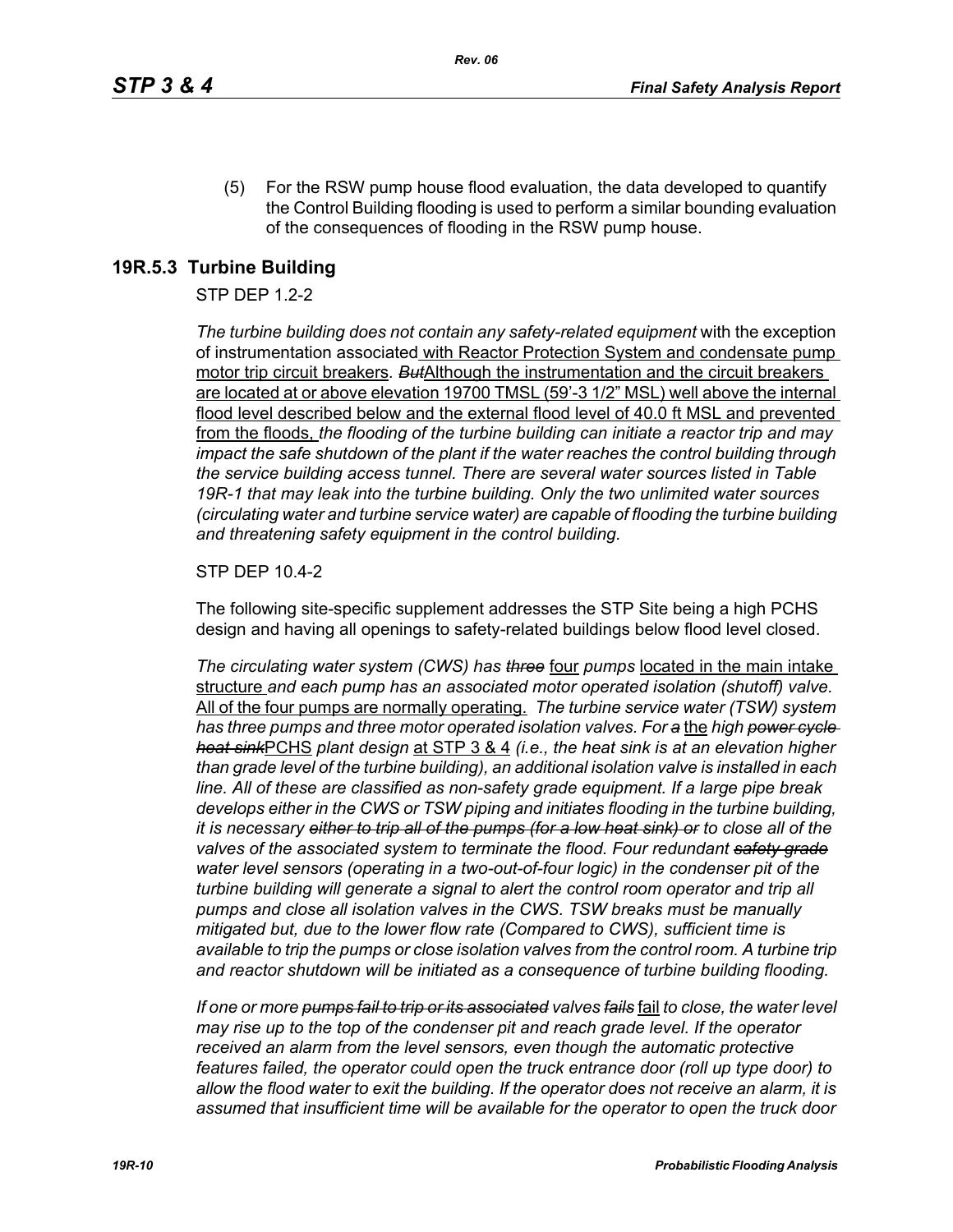(5) For the RSW pump house flood evaluation, the data developed to quantify the Control Building flooding is used to perform a similar bounding evaluation of the consequences of flooding in the RSW pump house.

## 19R.5.3 Turbine Building

STP DEP 1.2-2

*The turbine building does not contain any safety-related equipment* with the exception of instrumentation associated with Reactor Protection System and condensate pump motor trip circuit breakers*. ~~But~~*Although the instrumentation and the circuit breakers are located at or above elevation 19700 TMSL (59'-3 1/2" MSL) well above the internal flood level described below and the external flood level of 40.0 ft MSL and prevented from the floods, *the flooding of the turbine building can initiate a reactor trip and may impact the safe shutdown of the plant if the water reaches the control building through the service building access tunnel. There are several water sources listed in Table 19R-1 that may leak into the turbine building. Only the two unlimited water sources (circulating water and turbine service water) are capable of flooding the turbine building and threatening safety equipment in the control building.*

STP DEP 10.4-2

The following site-specific supplement addresses the STP Site being a high PCHS design and having all openings to safety-related buildings below flood level closed.

*The circulating water system (CWS) has ~~three~~* four *pumps* located in the main intake structure *and each pump has an associated motor operated isolation (shutoff) valve.* All of the four pumps are normally operating. *The turbine service water (TSW) system has three pumps and three motor operated isolation valves. For ~~a~~* the *high ~~power cycle heat sink~~*PCHS *plant design* at STP 3 & 4 *(i.e., the heat sink is at an elevation higher than grade level of the turbine building), an additional isolation valve is installed in each line. All of these are classified as non-safety grade equipment. If a large pipe break develops either in the CWS or TSW piping and initiates flooding in the turbine building, it is necessary ~~either to trip all of the pumps (for a low heat sink) or~~ to close all of the valves of the associated system to terminate the flood. Four redundant ~~safety grade~~ water level sensors (operating in a two-out-of-four logic) in the condenser pit of the turbine building will generate a signal to alert the control room operator and trip all pumps and close all isolation valves in the CWS. TSW breaks must be manually mitigated but, due to the lower flow rate (Compared to CWS), sufficient time is available to trip the pumps or close isolation valves from the control room. A turbine trip and reactor shutdown will be initiated as a consequence of turbine building flooding.*

*If one or more ~~pumps fail to trip or its associated~~ valves ~~fails~~* fail *to close, the water level may rise up to the top of the condenser pit and reach grade level. If the operator received an alarm from the level sensors, even though the automatic protective features failed, the operator could open the truck entrance door (roll up type door) to allow the flood water to exit the building. If the operator does not receive an alarm, it is assumed that insufficient time will be available for the operator to open the truck door*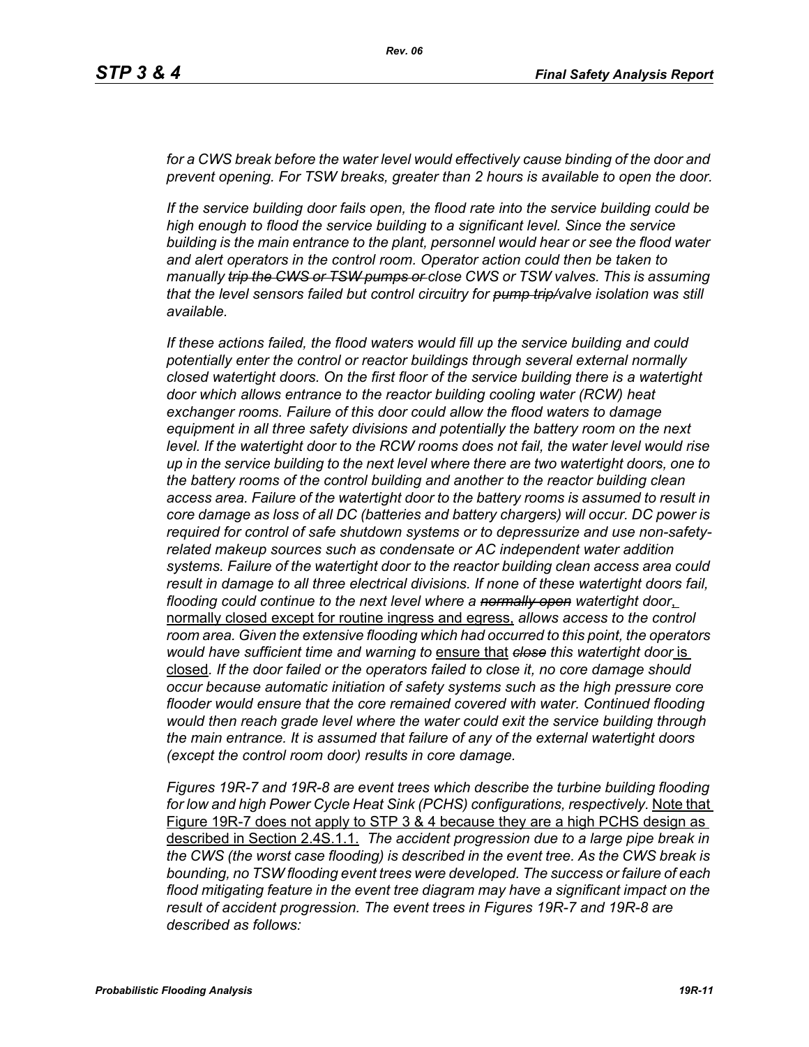*for a CWS break before the water level would effectively cause binding of the door and prevent opening. For TSW breaks, greater than 2 hours is available to open the door.*

*If the service building door fails open, the flood rate into the service building could be high enough to flood the service building to a significant level. Since the service building is the main entrance to the plant, personnel would hear or see the flood water and alert operators in the control room. Operator action could then be taken to manually ~~trip the CWS or TSW pumps or~~ close CWS or TSW valves. This is assuming that the level sensors failed but control circuitry for ~~pump trip/~~valve isolation was still available.*

*If these actions failed, the flood waters would fill up the service building and could potentially enter the control or reactor buildings through several external normally closed watertight doors. On the first floor of the service building there is a watertight door which allows entrance to the reactor building cooling water (RCW) heat exchanger rooms. Failure of this door could allow the flood waters to damage equipment in all three safety divisions and potentially the battery room on the next level. If the watertight door to the RCW rooms does not fail, the water level would rise up in the service building to the next level where there are two watertight doors, one to the battery rooms of the control building and another to the reactor building clean access area. Failure of the watertight door to the battery rooms is assumed to result in core damage as loss of all DC (batteries and battery chargers) will occur. DC power is required for control of safe shutdown systems or to depressurize and use non-safety-related makeup sources such as condensate or AC independent water addition systems. Failure of the watertight door to the reactor building clean access area could result in damage to all three electrical divisions. If none of these watertight doors fail, flooding could continue to the next level where a ~~normally open~~ watertight door,* <u>normally closed except for routine ingress and egress,</u> *allows access to the control room area. Given the extensive flooding which had occurred to this point, the operators would have sufficient time and warning to* <u>ensure that</u> *~~close~~ this watertight door* <u>is closed</u>*. If the door failed or the operators failed to close it, no core damage should occur because automatic initiation of safety systems such as the high pressure core flooder would ensure that the core remained covered with water. Continued flooding would then reach grade level where the water could exit the service building through the main entrance. It is assumed that failure of any of the external watertight doors (except the control room door) results in core damage.*

*Figures 19R-7 and 19R-8 are event trees which describe the turbine building flooding for low and high Power Cycle Heat Sink (PCHS) configurations, respectively.* <u>Note that Figure 19R-7 does not apply to STP 3 & 4 because they are a high PCHS design as described in Section 2.4S.1.1.</u> *The accident progression due to a large pipe break in the CWS (the worst case flooding) is described in the event tree. As the CWS break is bounding, no TSW flooding event trees were developed. The success or failure of each flood mitigating feature in the event tree diagram may have a significant impact on the result of accident progression. The event trees in Figures 19R-7 and 19R-8 are described as follows:*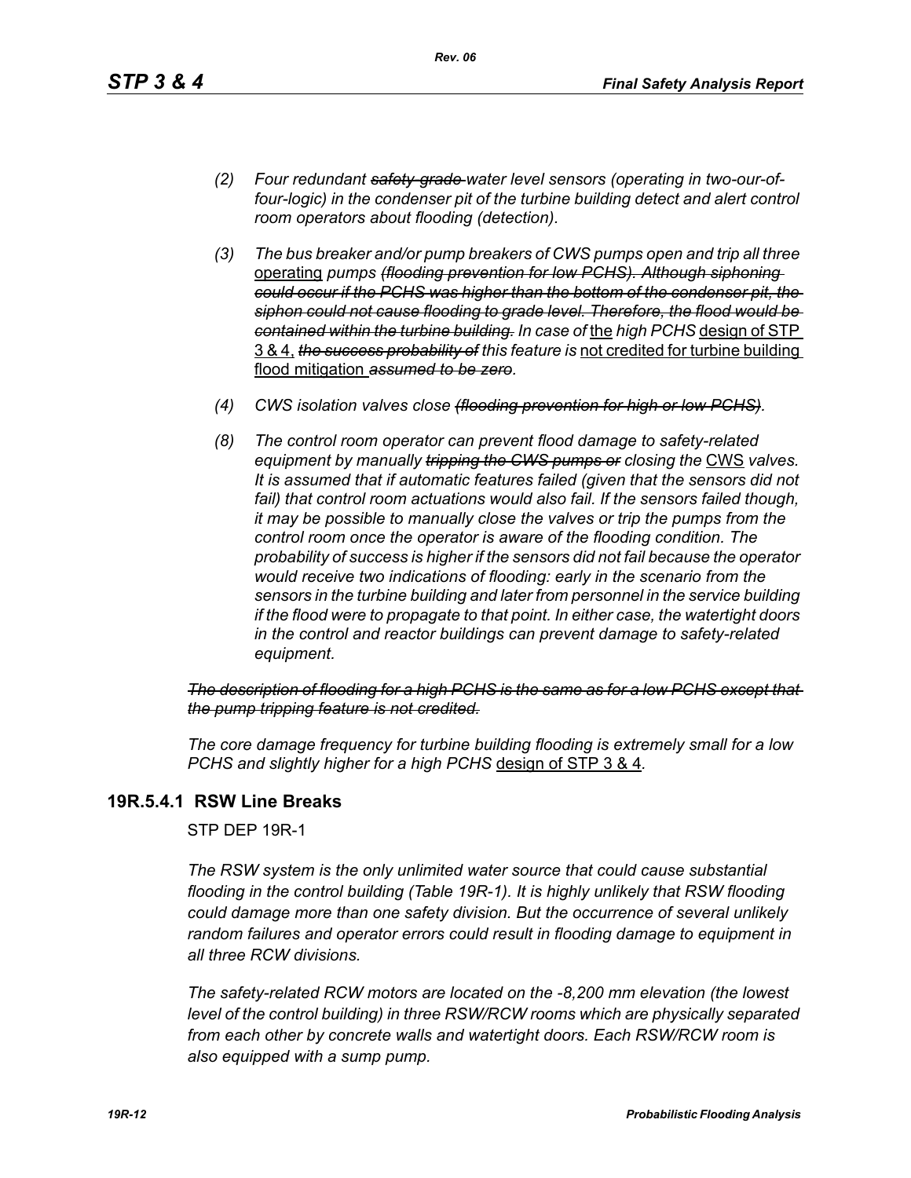*(2) Four redundant ~~safety-grade~~ water level sensors (operating in two-our-of-four-logic) in the condenser pit of the turbine building detect and alert control room operators about flooding (detection).*

*(3) The bus breaker and/or pump breakers of CWS pumps open and trip all three* operating *pumps ~~(flooding prevention for low PCHS). Although siphoning could occur if the PCHS was higher than the bottom of the condenser pit, the siphon could not cause flooding to grade level. Therefore, the flood would be contained within the turbine building.~~ In case of* the *high PCHS* design of STP 3 & 4, *~~the success probability of~~ this feature is* not credited for turbine building flood mitigation *~~assumed to be zero~~.*

*(4) CWS isolation valves close ~~(flooding prevention for high or low PCHS)~~.*

*(8) The control room operator can prevent flood damage to safety-related equipment by manually ~~tripping the CWS pumps or~~ closing the* CWS *valves. It is assumed that if automatic features failed (given that the sensors did not fail) that control room actuations would also fail. If the sensors failed though, it may be possible to manually close the valves or trip the pumps from the control room once the operator is aware of the flooding condition. The probability of success is higher if the sensors did not fail because the operator would receive two indications of flooding: early in the scenario from the sensors in the turbine building and later from personnel in the service building if the flood were to propagate to that point. In either case, the watertight doors in the control and reactor buildings can prevent damage to safety-related equipment.*

*~~The description of flooding for a high PCHS is the same as for a low PCHS except that the pump tripping feature is not credited.~~*

*The core damage frequency for turbine building flooding is extremely small for a low PCHS and slightly higher for a high PCHS* design of STP 3 & 4.

## 19R.5.4.1 RSW Line Breaks

STP DEP 19R-1

*The RSW system is the only unlimited water source that could cause substantial flooding in the control building (Table 19R-1). It is highly unlikely that RSW flooding could damage more than one safety division. But the occurrence of several unlikely random failures and operator errors could result in flooding damage to equipment in all three RCW divisions.*

*The safety-related RCW motors are located on the -8,200 mm elevation (the lowest level of the control building) in three RSW/RCW rooms which are physically separated from each other by concrete walls and watertight doors. Each RSW/RCW room is also equipped with a sump pump.*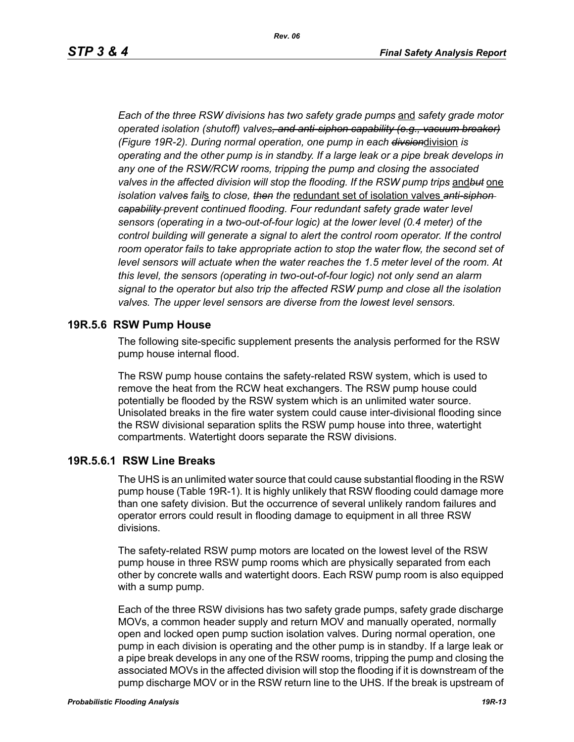*Each of the three RSW divisions has two safety grade pumps* and *safety grade motor operated isolation (shutoff) valves~~, and anti-siphon capability (e.g., vacuum breaker)~~ (Figure 19R-2). During normal operation, one pump in each ~~divsion~~*division *is operating and the other pump is in standby. If a large leak or a pipe break develops in any one of the RSW/RCW rooms, tripping the pump and closing the associated valves in the affected division will stop the flooding. If the RSW pump trips* and~~*but*~~ one *isolation valve~~s~~ fail*s *to close, ~~then~~ the* redundant set of isolation valves *~~anti-siphon capability~~ prevent continued flooding. Four redundant safety grade water level sensors (operating in a two-out-of-four logic) at the lower level (0.4 meter) of the control building will generate a signal to alert the control room operator. If the control room operator fails to take appropriate action to stop the water flow, the second set of level sensors will actuate when the water reaches the 1.5 meter level of the room. At this level, the sensors (operating in two-out-of-four logic) not only send an alarm signal to the operator but also trip the affected RSW pump and close all the isolation valves. The upper level sensors are diverse from the lowest level sensors.*

## 19R.5.6 RSW Pump House

The following site-specific supplement presents the analysis performed for the RSW pump house internal flood.

The RSW pump house contains the safety-related RSW system, which is used to remove the heat from the RCW heat exchangers. The RSW pump house could potentially be flooded by the RSW system which is an unlimited water source. Unisolated breaks in the fire water system could cause inter-divisional flooding since the RSW divisional separation splits the RSW pump house into three, watertight compartments. Watertight doors separate the RSW divisions.

### 19R.5.6.1 RSW Line Breaks

The UHS is an unlimited water source that could cause substantial flooding in the RSW pump house (Table 19R-1). It is highly unlikely that RSW flooding could damage more than one safety division. But the occurrence of several unlikely random failures and operator errors could result in flooding damage to equipment in all three RSW divisions.

The safety-related RSW pump motors are located on the lowest level of the RSW pump house in three RSW pump rooms which are physically separated from each other by concrete walls and watertight doors. Each RSW pump room is also equipped with a sump pump.

Each of the three RSW divisions has two safety grade pumps, safety grade discharge MOVs, a common header supply and return MOV and manually operated, normally open and locked open pump suction isolation valves. During normal operation, one pump in each division is operating and the other pump is in standby. If a large leak or a pipe break develops in any one of the RSW rooms, tripping the pump and closing the associated MOVs in the affected division will stop the flooding if it is downstream of the pump discharge MOV or in the RSW return line to the UHS. If the break is upstream of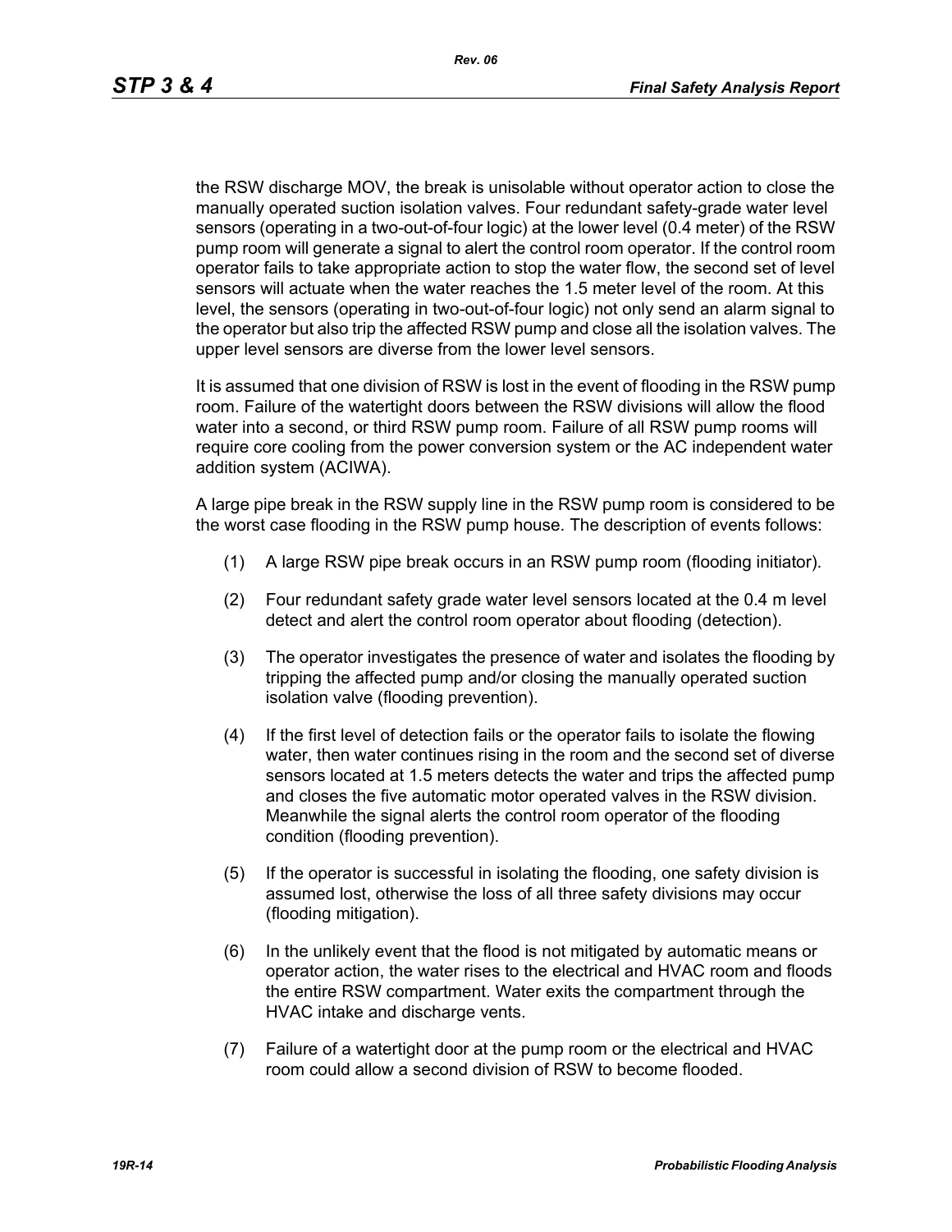the RSW discharge MOV, the break is unisolable without operator action to close the manually operated suction isolation valves. Four redundant safety-grade water level sensors (operating in a two-out-of-four logic) at the lower level (0.4 meter) of the RSW pump room will generate a signal to alert the control room operator. If the control room operator fails to take appropriate action to stop the water flow, the second set of level sensors will actuate when the water reaches the 1.5 meter level of the room. At this level, the sensors (operating in two-out-of-four logic) not only send an alarm signal to the operator but also trip the affected RSW pump and close all the isolation valves. The upper level sensors are diverse from the lower level sensors.

It is assumed that one division of RSW is lost in the event of flooding in the RSW pump room. Failure of the watertight doors between the RSW divisions will allow the flood water into a second, or third RSW pump room. Failure of all RSW pump rooms will require core cooling from the power conversion system or the AC independent water addition system (ACIWA).

A large pipe break in the RSW supply line in the RSW pump room is considered to be the worst case flooding in the RSW pump house. The description of events follows:

(1) A large RSW pipe break occurs in an RSW pump room (flooding initiator).

(2) Four redundant safety grade water level sensors located at the 0.4 m level detect and alert the control room operator about flooding (detection).

(3) The operator investigates the presence of water and isolates the flooding by tripping the affected pump and/or closing the manually operated suction isolation valve (flooding prevention).

(4) If the first level of detection fails or the operator fails to isolate the flowing water, then water continues rising in the room and the second set of diverse sensors located at 1.5 meters detects the water and trips the affected pump and closes the five automatic motor operated valves in the RSW division. Meanwhile the signal alerts the control room operator of the flooding condition (flooding prevention).

(5) If the operator is successful in isolating the flooding, one safety division is assumed lost, otherwise the loss of all three safety divisions may occur (flooding mitigation).

(6) In the unlikely event that the flood is not mitigated by automatic means or operator action, the water rises to the electrical and HVAC room and floods the entire RSW compartment. Water exits the compartment through the HVAC intake and discharge vents.

(7) Failure of a watertight door at the pump room or the electrical and HVAC room could allow a second division of RSW to become flooded.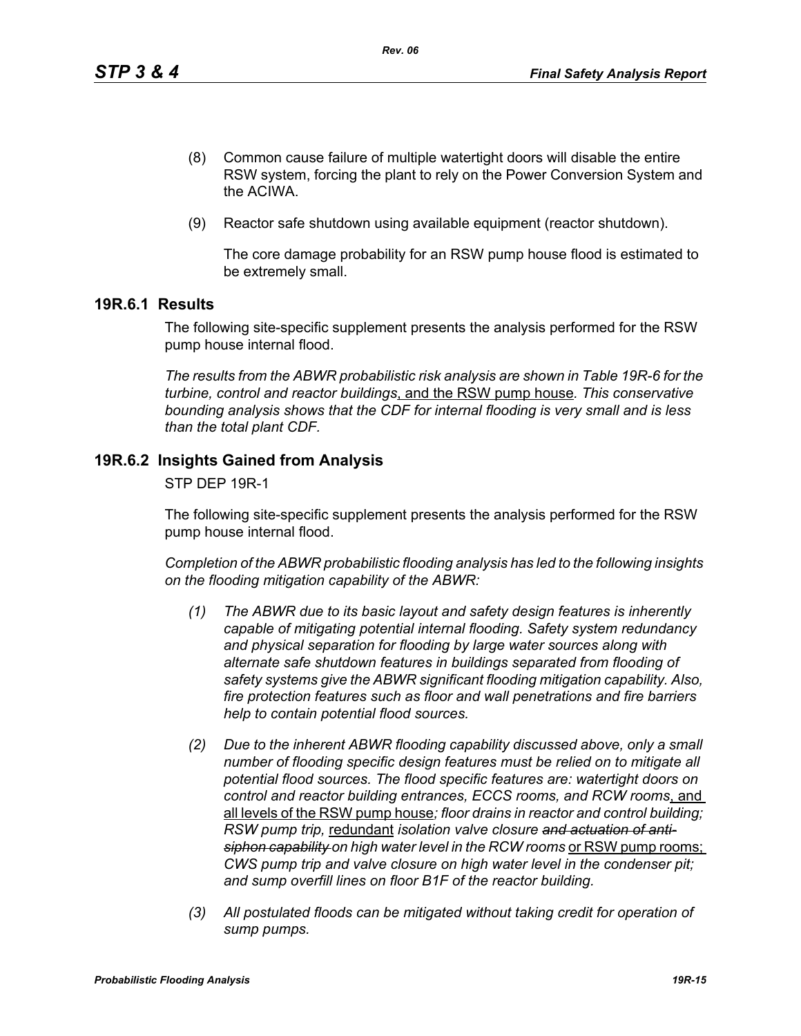(8) Common cause failure of multiple watertight doors will disable the entire RSW system, forcing the plant to rely on the Power Conversion System and the ACIWA.

(9) Reactor safe shutdown using available equipment (reactor shutdown).

The core damage probability for an RSW pump house flood is estimated to be extremely small.

## 19R.6.1 Results

The following site-specific supplement presents the analysis performed for the RSW pump house internal flood.

*The results from the ABWR probabilistic risk analysis are shown in Table 19R-6 for the turbine, control and reactor buildings*, and the RSW pump house*. This conservative bounding analysis shows that the CDF for internal flooding is very small and is less than the total plant CDF.*

## 19R.6.2 Insights Gained from Analysis

STP DEP 19R-1

The following site-specific supplement presents the analysis performed for the RSW pump house internal flood.

*Completion of the ABWR probabilistic flooding analysis has led to the following insights on the flooding mitigation capability of the ABWR:*

*(1) The ABWR due to its basic layout and safety design features is inherently capable of mitigating potential internal flooding. Safety system redundancy and physical separation for flooding by large water sources along with alternate safe shutdown features in buildings separated from flooding of safety systems give the ABWR significant flooding mitigation capability. Also, fire protection features such as floor and wall penetrations and fire barriers help to contain potential flood sources.*

*(2) Due to the inherent ABWR flooding capability discussed above, only a small number of flooding specific design features must be relied on to mitigate all potential flood sources. The flood specific features are: watertight doors on control and reactor building entrances, ECCS rooms, and RCW rooms*, and all levels of the RSW pump house*; floor drains in reactor and control building; RSW pump trip,* redundant *isolation valve closure ~~and actuation of anti-siphon capability~~ on high water level in the RCW rooms* or RSW pump rooms; *CWS pump trip and valve closure on high water level in the condenser pit; and sump overfill lines on floor B1F of the reactor building.*

*(3) All postulated floods can be mitigated without taking credit for operation of sump pumps.*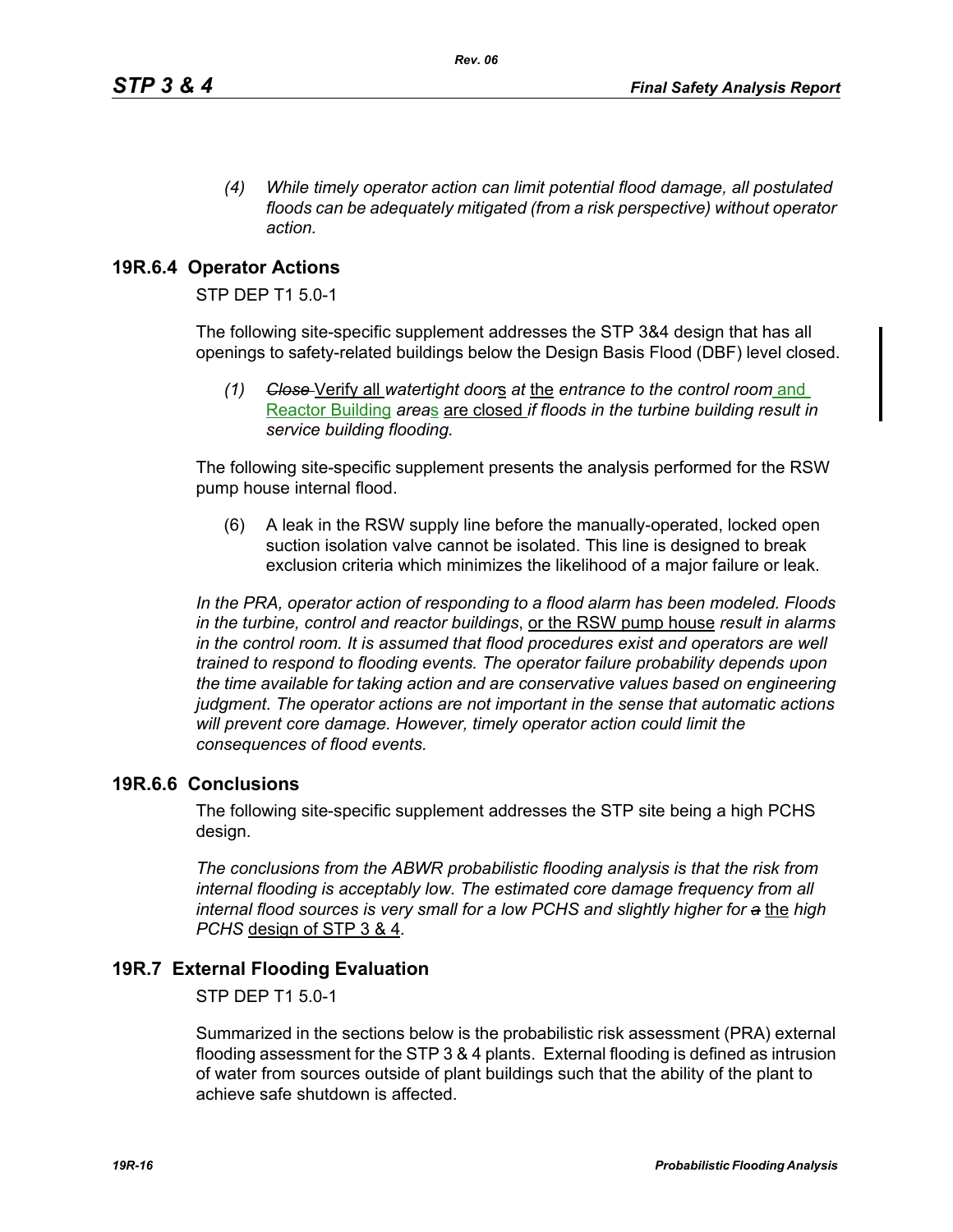*(4) While timely operator action can limit potential flood damage, all postulated floods can be adequately mitigated (from a risk perspective) without operator action.*

## 19R.6.4 Operator Actions

STP DEP T1 5.0-1

The following site-specific supplement addresses the STP 3&4 design that has all openings to safety-related buildings below the Design Basis Flood (DBF) level closed.

(1) ~~*Close*~~ Verify all *watertight door*s *at* the *entrance to the control room* and Reactor Building *area*s are closed *if floods in the turbine building result in service building flooding.*

The following site-specific supplement presents the analysis performed for the RSW pump house internal flood.

(6) A leak in the RSW supply line before the manually-operated, locked open suction isolation valve cannot be isolated. This line is designed to break exclusion criteria which minimizes the likelihood of a major failure or leak.

*In the PRA, operator action of responding to a flood alarm has been modeled. Floods in the turbine, control and reactor buildings*, or the RSW pump house *result in alarms in the control room. It is assumed that flood procedures exist and operators are well trained to respond to flooding events. The operator failure probability depends upon the time available for taking action and are conservative values based on engineering judgment. The operator actions are not important in the sense that automatic actions will prevent core damage. However, timely operator action could limit the consequences of flood events.*

## 19R.6.6 Conclusions

The following site-specific supplement addresses the STP site being a high PCHS design.

*The conclusions from the ABWR probabilistic flooding analysis is that the risk from internal flooding is acceptably low. The estimated core damage frequency from all internal flood sources is very small for a low PCHS and slightly higher for* ~~*a*~~ the *high PCHS* design of STP 3 & 4*.*

# 19R.7 External Flooding Evaluation

STP DEP T1 5.0-1

Summarized in the sections below is the probabilistic risk assessment (PRA) external flooding assessment for the STP 3 & 4 plants. External flooding is defined as intrusion of water from sources outside of plant buildings such that the ability of the plant to achieve safe shutdown is affected.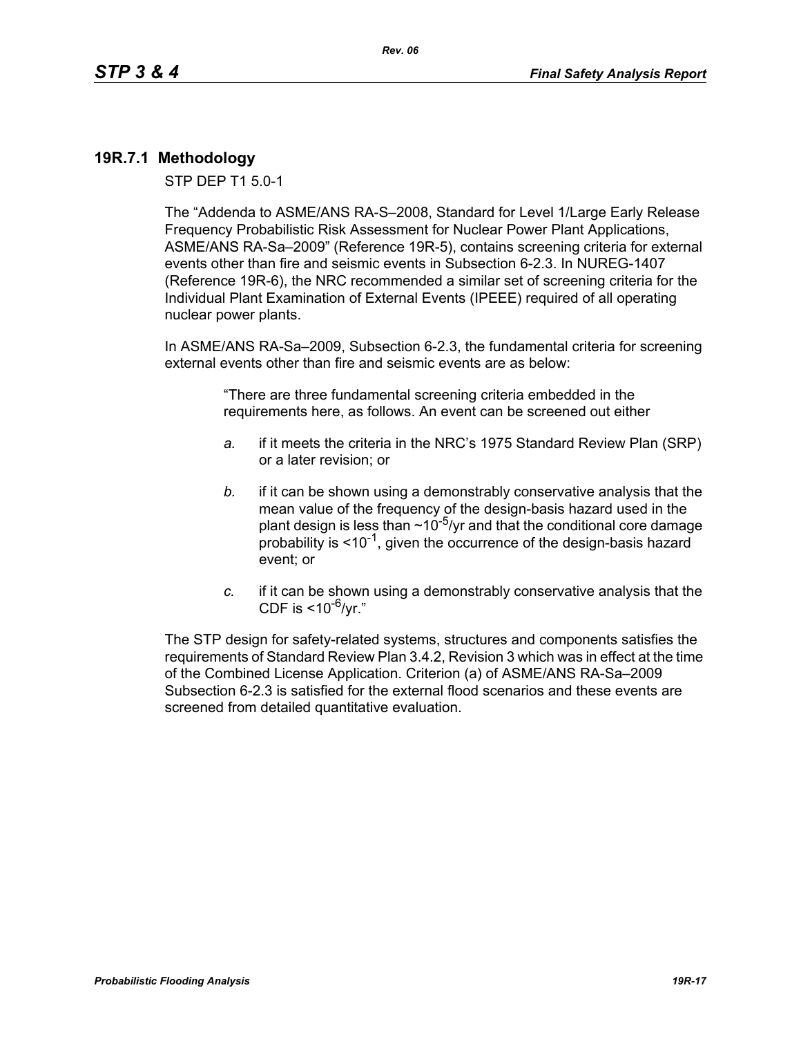## 19R.7.1 Methodology

STP DEP T1 5.0-1

The “Addenda to ASME/ANS RA-S–2008, Standard for Level 1/Large Early Release Frequency Probabilistic Risk Assessment for Nuclear Power Plant Applications, ASME/ANS RA-Sa–2009” (Reference 19R-5), contains screening criteria for external events other than fire and seismic events in Subsection 6-2.3. In NUREG-1407 (Reference 19R-6), the NRC recommended a similar set of screening criteria for the Individual Plant Examination of External Events (IPEEE) required of all operating nuclear power plants.

In ASME/ANS RA-Sa–2009, Subsection 6-2.3, the fundamental criteria for screening external events other than fire and seismic events are as below:

> “There are three fundamental screening criteria embedded in the requirements here, as follows. An event can be screened out either
>
> *a.* if it meets the criteria in the NRC’s 1975 Standard Review Plan (SRP) or a later revision; or
>
> *b.* if it can be shown using a demonstrably conservative analysis that the mean value of the frequency of the design-basis hazard used in the plant design is less than ~$10^{-5}$/yr and that the conditional core damage probability is <$10^{-1}$, given the occurrence of the design-basis hazard event; or
>
> *c.* if it can be shown using a demonstrably conservative analysis that the CDF is <$10^{-6}$/yr.”

The STP design for safety-related systems, structures and components satisfies the requirements of Standard Review Plan 3.4.2, Revision 3 which was in effect at the time of the Combined License Application. Criterion (a) of ASME/ANS RA-Sa–2009 Subsection 6-2.3 is satisfied for the external flood scenarios and these events are screened from detailed quantitative evaluation.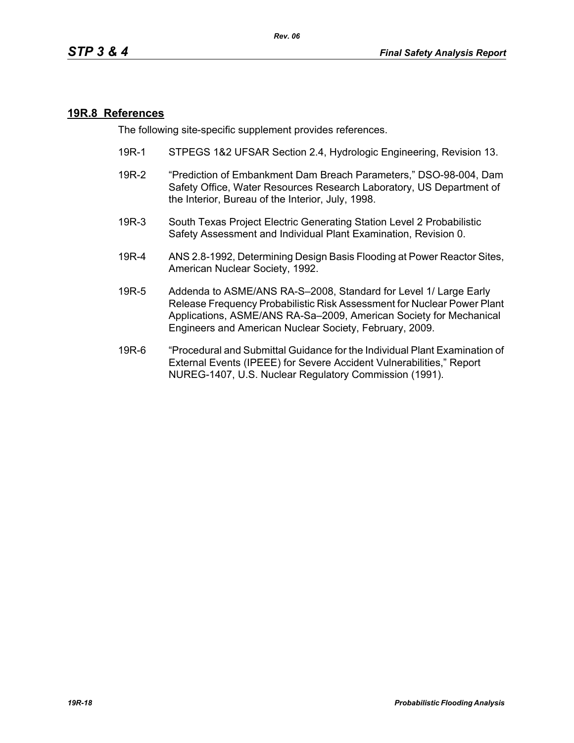## 19R.8 References

The following site-specific supplement provides references.

19R-1 STPEGS 1&2 UFSAR Section 2.4, Hydrologic Engineering, Revision 13.

19R-2 "Prediction of Embankment Dam Breach Parameters," DSO-98-004, Dam Safety Office, Water Resources Research Laboratory, US Department of the Interior, Bureau of the Interior, July, 1998.

19R-3 South Texas Project Electric Generating Station Level 2 Probabilistic Safety Assessment and Individual Plant Examination, Revision 0.

19R-4 ANS 2.8-1992, Determining Design Basis Flooding at Power Reactor Sites, American Nuclear Society, 1992.

19R-5 Addenda to ASME/ANS RA-S–2008, Standard for Level 1/ Large Early Release Frequency Probabilistic Risk Assessment for Nuclear Power Plant Applications, ASME/ANS RA-Sa–2009, American Society for Mechanical Engineers and American Nuclear Society, February, 2009.

19R-6 "Procedural and Submittal Guidance for the Individual Plant Examination of External Events (IPEEE) for Severe Accident Vulnerabilities," Report NUREG-1407, U.S. Nuclear Regulatory Commission (1991).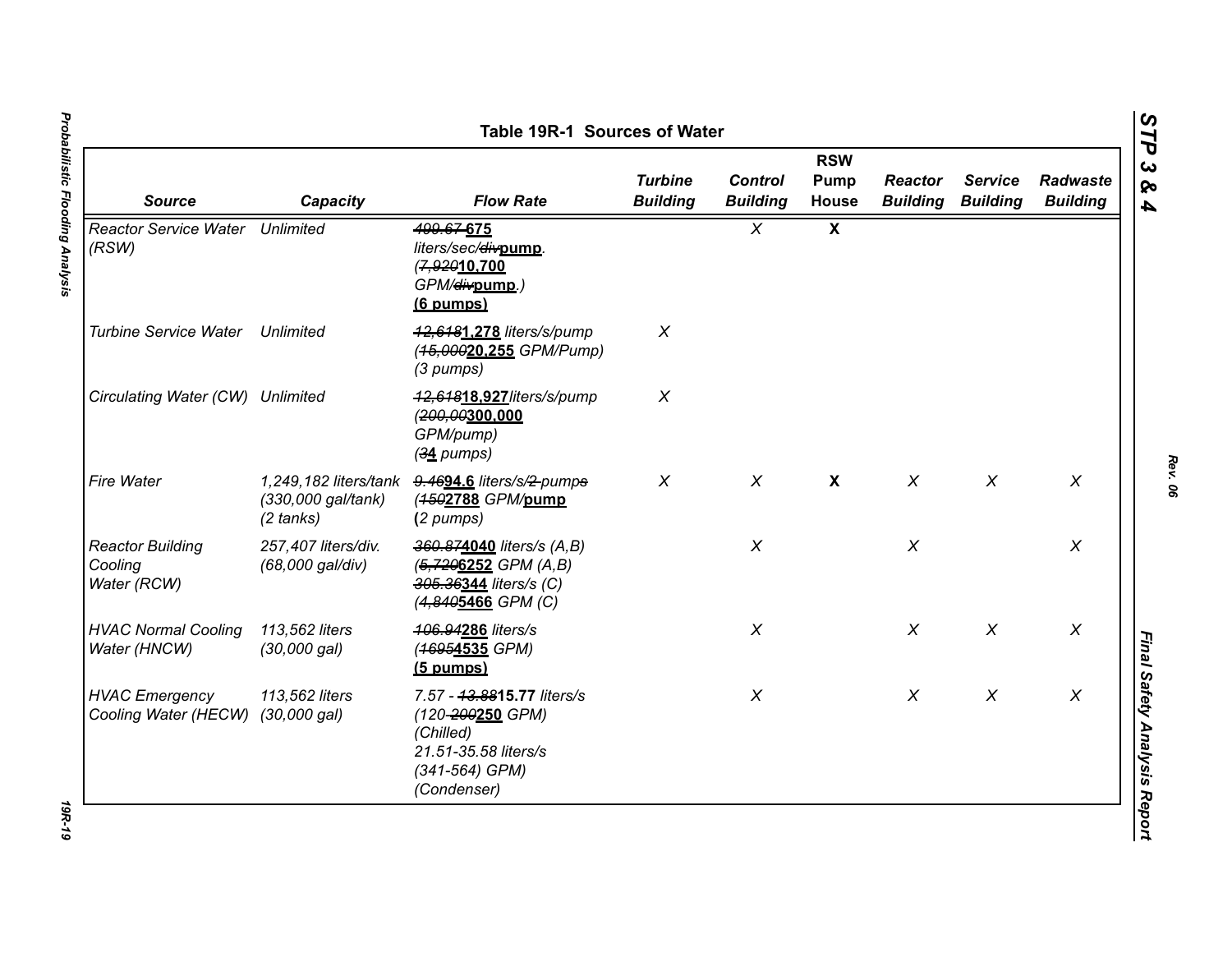# Table 19R-1 Sources of Water

| Source | Capacity | Flow Rate | Turbine Building | Control Building | RSW Pump House | Reactor Building | Service Building | Radwaste Building |
|---|---|---|---|---|---|---|---|---|
| Reactor Service Water (RSW) | Unlimited | ~~409.67~~ **675** liters/sec/~~div~~**pump**. (~~7,920~~**10,700** GPM/~~div~~**pump**.) **(6 pumps)** | | X | **X** | | | |
| Turbine Service Water | Unlimited | ~~12,618~~**1,278** liters/s/pump (~~15,000~~**20,255** GPM/Pump) (3 pumps) | X | | | | | |
| Circulating Water (CW) | Unlimited | ~~12,618~~**18,927** liters/s/pump (~~200,00~~**300,000** GPM/pump) (~~3~~**4** pumps) | X | | | | | |
| Fire Water | 1,249,182 liters/tank (330,000 gal/tank) (2 tanks) | ~~9.46~~**94.6** liters/s/~~2 pumps~~ (~~150~~**2788** GPM/**pump** (2 pumps) | X | X | **X** | X | X | X |
| Reactor Building Cooling Water (RCW) | 257,407 liters/div. (68,000 gal/div) | ~~360.87~~**4040** liters/s (A,B) (~~5,720~~**6252** GPM (A,B) ~~305.36~~**344** liters/s (C) (~~4,840~~**5466** GPM (C) | | X | | X | | X |
| HVAC Normal Cooling Water (HNCW) | 113,562 liters (30,000 gal) | ~~106.94~~**286** liters/s (~~1695~~**4535** GPM) **(5 pumps)** | | X | | X | X | X |
| HVAC Emergency Cooling Water (HECW) | 113,562 liters (30,000 gal) | 7.57 - ~~13.88~~**15.77** liters/s (120-~~200~~**250** GPM) (Chilled) 21.51-35.58 liters/s (341-564) GPM) (Condenser) | | X | | X | X | X |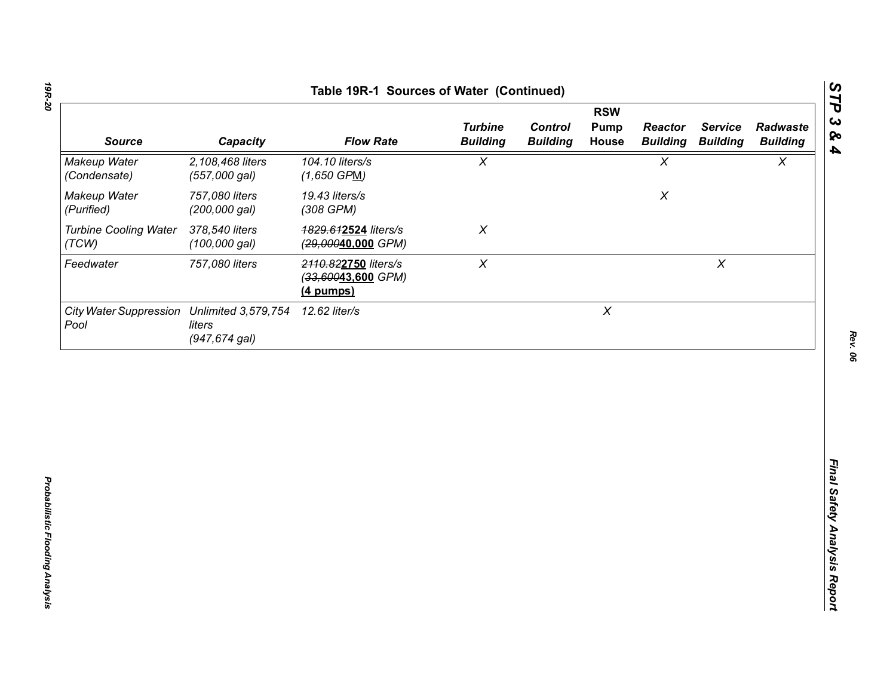## Table 19R-1 Sources of Water (Continued)

| Source | Capacity | Flow Rate | Turbine Building | Control Building | RSW Pump House | Reactor Building | Service Building | Radwaste Building |
|---|---|---|---|---|---|---|---|---|
| *Makeup Water (Condensate)* | *2,108,468 liters (557,000 gal)* | *104.10 liters/s (1,650 GPM)* | *X* | | | *X* | | *X* |
| *Makeup Water (Purified)* | *757,080 liters (200,000 gal)* | *19.43 liters/s (308 GPM)* | | | | *X* | | |
| *Turbine Cooling Water (TCW)* | *378,540 liters (100,000 gal)* | ~~*1829.61*~~ **2524** *liters/s* (~~*29,000*~~ **40,000** *GPM)* | *X* | | | | | |
| *Feedwater* | *757,080 liters* | ~~*2110.82*~~ **2750** *liters/s* (~~*33,600*~~ **43,600** *GPM)* **(4 pumps)** | *X* | | | | *X* | |
| *City Water Suppression Pool* | *Unlimited 3,579,754 liters (947,674 gal)* | *12.62 liter/s* | | | *X* | | | |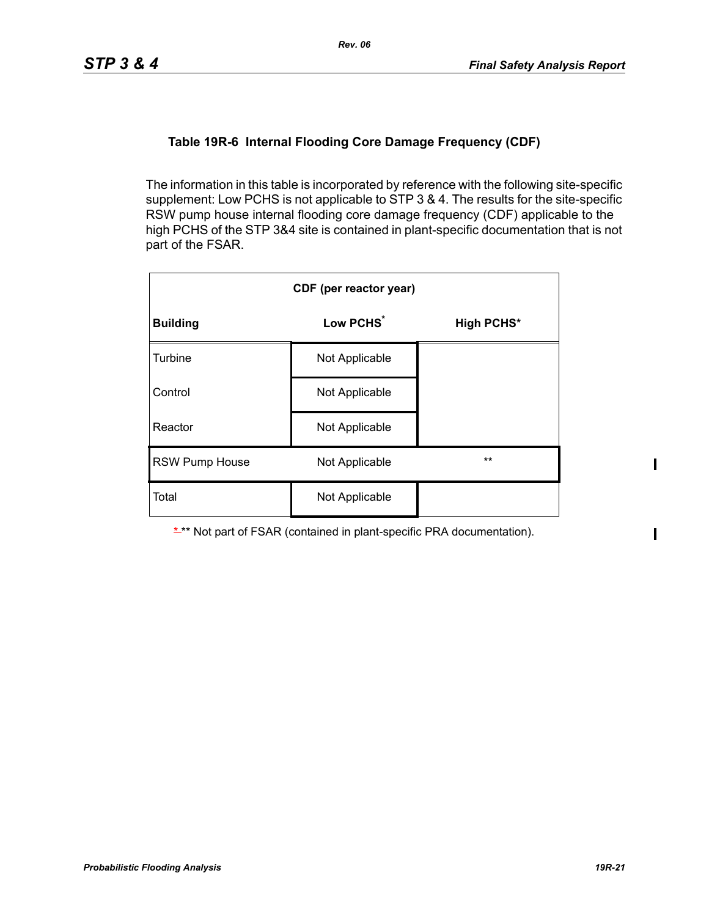### Table 19R-6 Internal Flooding Core Damage Frequency (CDF)

The information in this table is incorporated by reference with the following site-specific supplement: Low PCHS is not applicable to STP 3 & 4. The results for the site-specific RSW pump house internal flooding core damage frequency (CDF) applicable to the high PCHS of the STP 3&4 site is contained in plant-specific documentation that is not part of the FSAR.

| CDF (per reactor year) | | |
|---|---|---|
| **Building** | **Low PCHS*** | **High PCHS*** |
| Turbine | Not Applicable | |
| Control | Not Applicable | |
| Reactor | Not Applicable | |
| RSW Pump House | Not Applicable | ** |
| Total | Not Applicable | |

* ** Not part of FSAR (contained in plant-specific PRA documentation).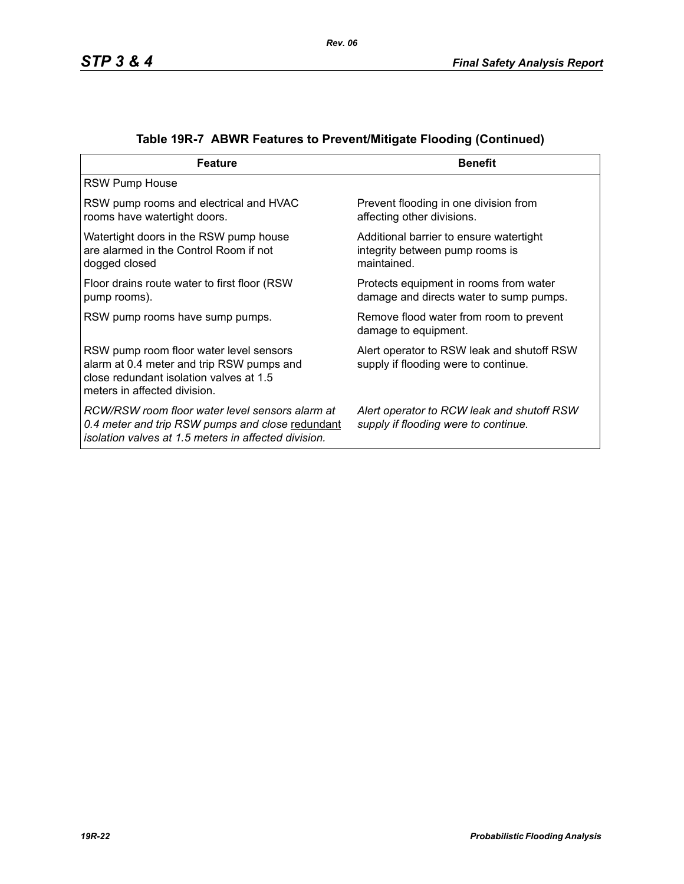## Table 19R-7  ABWR Features to Prevent/Mitigate Flooding (Continued)

| Feature | Benefit |
|---|---|
| RSW Pump House | |
| RSW pump rooms and electrical and HVAC rooms have watertight doors. | Prevent flooding in one division from affecting other divisions. |
| Watertight doors in the RSW pump house are alarmed in the Control Room if not dogged closed | Additional barrier to ensure watertight integrity between pump rooms is maintained. |
| Floor drains route water to first floor (RSW pump rooms). | Protects equipment in rooms from water damage and directs water to sump pumps. |
| RSW pump rooms have sump pumps. | Remove flood water from room to prevent damage to equipment. |
| RSW pump room floor water level sensors alarm at 0.4 meter and trip RSW pumps and close redundant isolation valves at 1.5 meters in affected division. | Alert operator to RSW leak and shutoff RSW supply if flooding were to continue. |
| *RCW/RSW room floor water level sensors alarm at 0.4 meter and trip RSW pumps and close* <u>*redundant*</u> *isolation valves at 1.5 meters in affected division.* | *Alert operator to RCW leak and shutoff RSW supply if flooding were to continue.* |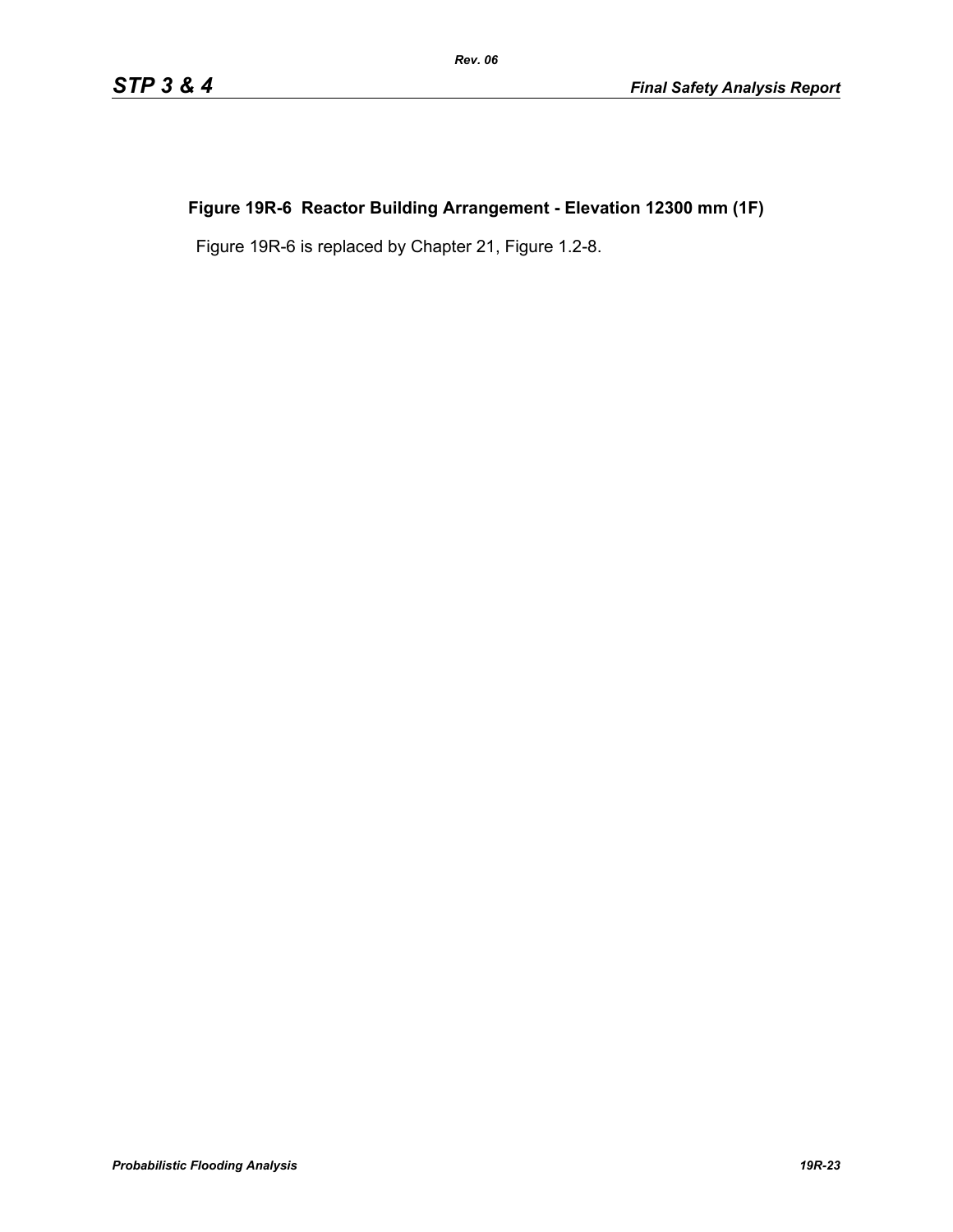**Figure 19R-6 Reactor Building Arrangement - Elevation 12300 mm (1F)**

Figure 19R-6 is replaced by Chapter 21, Figure 1.2-8.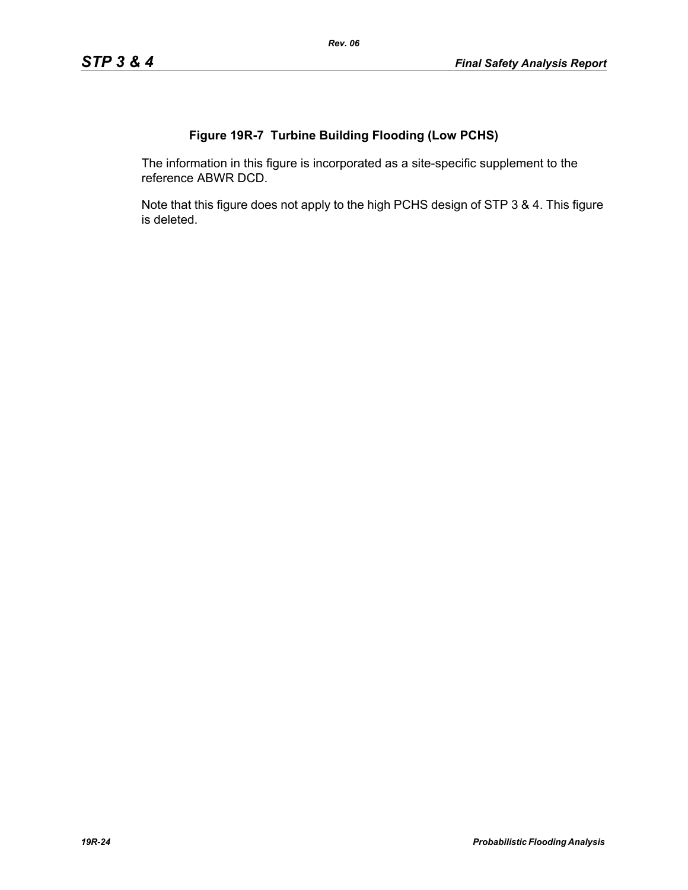## Figure 19R-7 Turbine Building Flooding (Low PCHS)

The information in this figure is incorporated as a site-specific supplement to the reference ABWR DCD.

Note that this figure does not apply to the high PCHS design of STP 3 & 4. This figure is deleted.